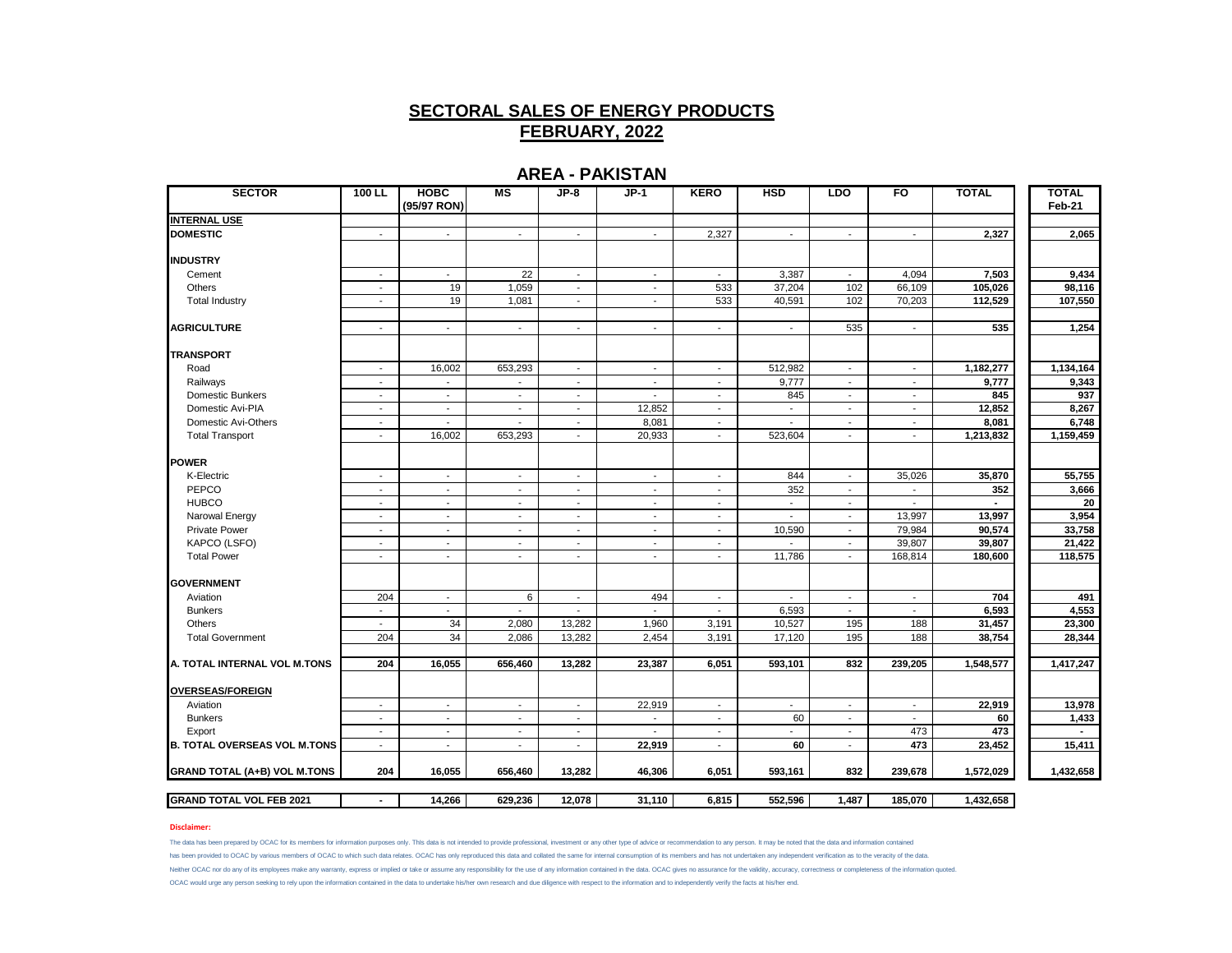## SECTORAL SALES OF ENERGY PRODUCTS
## FEBRUARY, 2022

### AREA - PAKISTAN

| SECTOR | 100 LL | HOBC (95/97 RON) | MS | JP-8 | JP-1 | KERO | HSD | LDO | FO | TOTAL | TOTAL Feb-21 |
|---|---|---|---|---|---|---|---|---|---|---|---|
| **INTERNAL USE** | | | | | | | | | | | |
| **DOMESTIC** | - | - | - | - | - | 2,327 | - | - | - | **2,327** | **2,065** |
| **INDUSTRY** | | | | | | | | | | | |
| Cement | - | - | 22 | - | - | - | 3,387 | - | 4,094 | **7,503** | **9,434** |
| Others | - | 19 | 1,059 | - | - | 533 | 37,204 | 102 | 66,109 | **105,026** | **98,116** |
| Total Industry | - | 19 | 1,081 | - | - | 533 | 40,591 | 102 | 70,203 | **112,529** | **107,550** |
| **AGRICULTURE** | - | - | - | - | - | - | - | 535 | - | **535** | **1,254** |
| **TRANSPORT** | | | | | | | | | | | |
| Road | - | 16,002 | 653,293 | - | - | - | 512,982 | - | - | **1,182,277** | **1,134,164** |
| Railways | - | - | - | - | - | - | 9,777 | - | - | **9,777** | **9,343** |
| Domestic Bunkers | - | - | - | - | - | - | 845 | - | - | **845** | **937** |
| Domestic Avi-PIA | - | - | - | - | 12,852 | - | - | - | - | **12,852** | **8,267** |
| Domestic Avi-Others | - | - | - | - | 8,081 | - | - | - | - | **8,081** | **6,748** |
| Total Transport | - | 16,002 | 653,293 | - | 20,933 | - | 523,604 | - | - | **1,213,832** | **1,159,459** |
| **POWER** | | | | | | | | | | | |
| K-Electric | - | - | - | - | - | - | 844 | - | 35,026 | **35,870** | **55,755** |
| PEPCO | - | - | - | - | - | - | 352 | - | - | **352** | **3,666** |
| HUBCO | - | - | - | - | - | - | - | - | - | **-** | **20** |
| Narowal Energy | - | - | - | - | - | - | - | - | 13,997 | **13,997** | **3,954** |
| Private Power | - | - | - | - | - | - | 10,590 | - | 79,984 | **90,574** | **33,758** |
| KAPCO (LSFO) | - | - | - | - | - | - | - | - | 39,807 | **39,807** | **21,422** |
| Total Power | - | - | - | - | - | - | 11,786 | - | 168,814 | **180,600** | **118,575** |
| **GOVERNMENT** | | | | | | | | | | | |
| Aviation | 204 | - | 6 | - | 494 | - | - | - | - | **704** | **491** |
| Bunkers | - | - | - | - | - | - | 6,593 | - | - | **6,593** | **4,553** |
| Others | - | 34 | 2,080 | 13,282 | 1,960 | 3,191 | 10,527 | 195 | 188 | **31,457** | **23,300** |
| Total Government | 204 | 34 | 2,086 | 13,282 | 2,454 | 3,191 | 17,120 | 195 | 188 | **38,754** | **28,344** |
| **A. TOTAL INTERNAL VOL M.TONS** | **204** | **16,055** | **656,460** | **13,282** | **23,387** | **6,051** | **593,101** | **832** | **239,205** | **1,548,577** | **1,417,247** |
| **OVERSEAS/FOREIGN** | | | | | | | | | | | |
| Aviation | - | - | - | - | 22,919 | - | - | - | - | **22,919** | **13,978** |
| Bunkers | - | - | - | - | - | - | 60 | - | - | **60** | **1,433** |
| Export | - | - | - | - | - | - | - | - | 473 | **473** | **-** |
| **B. TOTAL OVERSEAS VOL M.TONS** | - | - | - | - | **22,919** | - | **60** | - | **473** | **23,452** | **15,411** |
| **GRAND TOTAL (A+B) VOL M.TONS** | **204** | **16,055** | **656,460** | **13,282** | **46,306** | **6,051** | **593,161** | **832** | **239,678** | **1,572,029** | **1,432,658** |
| **GRAND TOTAL VOL FEB 2021** | **-** | **14,266** | **629,236** | **12,078** | **31,110** | **6,815** | **552,596** | **1,487** | **185,070** | **1,432,658** | |

**Disclaimer:**

The data has been prepared by OCAC for its members for information purposes only. This data is not intended to provide professional, investment or any other type of advice or recommendation to any person. It may be noted that the data and information contained has been provided to OCAC by various members of OCAC to which such data relates. OCAC has only reproduced this data and collated the same for internal consumption of its members and has not undertaken any independent verification as to the veracity of the data. Neither OCAC nor do any of its employees make any warranty, express or implied or take or assume any responsibility for the use of any information contained in the data. OCAC gives no assurance for the validity, accuracy, correctness or completeness of the information quoted. OCAC would urge any person seeking to rely upon the information contained in the data to undertake his/her own research and due diligence with respect to the information and to independently verify the facts at his/her end.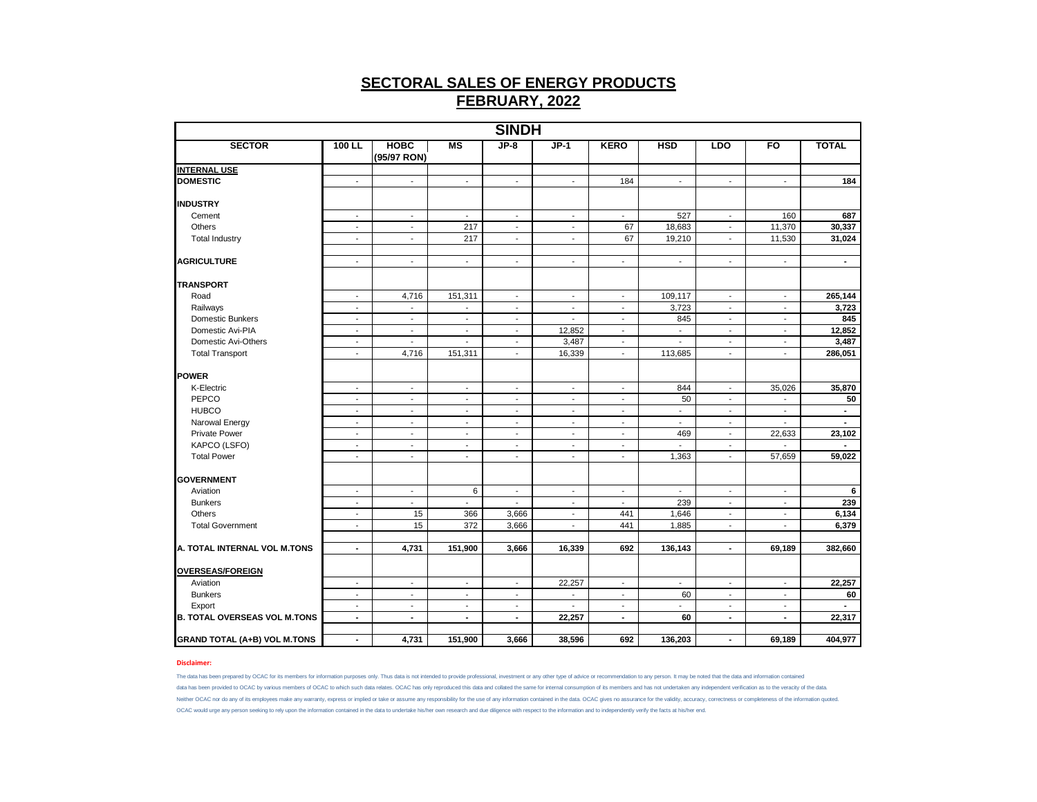## SECTORAL SALES OF ENERGY PRODUCTS
## FEBRUARY, 2022

| SINDH | | | | | | | | | | |
|---|---|---|---|---|---|---|---|---|---|---|
| SECTOR | 100 LL | HOBC (95/97 RON) | MS | JP-8 | JP-1 | KERO | HSD | LDO | FO | TOTAL |
| **INTERNAL USE** | | | | | | | | | | |
| **DOMESTIC** | - | - | - | - | - | 184 | - | - | - | **184** |
| **INDUSTRY** | | | | | | | | | | |
| Cement | - | - | - | - | - | - | 527 | - | 160 | **687** |
| Others | - | - | 217 | - | - | 67 | 18,683 | - | 11,370 | **30,337** |
| Total Industry | - | - | 217 | - | - | 67 | 19,210 | - | 11,530 | **31,024** |
| **AGRICULTURE** | - | - | - | - | - | - | - | - | - | **-** |
| **TRANSPORT** | | | | | | | | | | |
| Road | - | 4,716 | 151,311 | - | - | - | 109,117 | - | - | **265,144** |
| Railways | - | - | - | - | - | - | 3,723 | - | - | **3,723** |
| Domestic Bunkers | - | - | - | - | - | - | 845 | - | - | **845** |
| Domestic Avi-PIA | - | - | - | - | 12,852 | - | - | - | - | **12,852** |
| Domestic Avi-Others | - | - | - | - | 3,487 | - | - | - | - | **3,487** |
| Total Transport | - | 4,716 | 151,311 | - | 16,339 | - | 113,685 | - | - | **286,051** |
| **POWER** | | | | | | | | | | |
| K-Electric | - | - | - | - | - | - | 844 | - | 35,026 | **35,870** |
| PEPCO | - | - | - | - | - | - | 50 | - | - | **50** |
| HUBCO | - | - | - | - | - | - | - | - | - | **-** |
| Narowal Energy | - | - | - | - | - | - | - | - | - | **-** |
| Private Power | - | - | - | - | - | - | 469 | - | 22,633 | **23,102** |
| KAPCO (LSFO) | - | - | - | - | - | - | - | - | - | **-** |
| Total Power | - | - | - | - | - | - | 1,363 | - | 57,659 | **59,022** |
| **GOVERNMENT** | | | | | | | | | | |
| Aviation | - | - | 6 | - | - | - | - | - | - | **6** |
| Bunkers | - | - | - | - | - | - | 239 | - | - | **239** |
| Others | - | 15 | 366 | 3,666 | - | 441 | 1,646 | - | - | **6,134** |
| Total Government | - | 15 | 372 | 3,666 | - | 441 | 1,885 | - | - | **6,379** |
| **A. TOTAL INTERNAL VOL M.TONS** | **-** | **4,731** | **151,900** | **3,666** | **16,339** | **692** | **136,143** | **-** | **69,189** | **382,660** |
| **OVERSEAS/FOREIGN** | | | | | | | | | | |
| Aviation | - | - | - | - | 22,257 | - | - | - | - | **22,257** |
| Bunkers | - | - | - | - | - | - | 60 | - | - | **60** |
| Export | - | - | - | - | - | - | - | - | - | **-** |
| **B. TOTAL OVERSEAS VOL M.TONS** | **-** | **-** | **-** | **-** | **22,257** | **-** | **60** | **-** | **-** | **22,317** |
| **GRAND TOTAL (A+B) VOL M.TONS** | **-** | **4,731** | **151,900** | **3,666** | **38,596** | **692** | **136,203** | **-** | **69,189** | **404,977** |

**Disclaimer:**

The data has been prepared by OCAC for its members for information purposes only. Thus data is not intended to provide professional, investment or any other type of advice or recommendation to any person. It may be noted that the data and information contained data has been provided to OCAC by various members of OCAC to which such data relates. OCAC has only reproduced this data and collated the same for internal consumption of its members and has not undertaken any independent verification as to the veracity of the data. Neither OCAC nor do any of its employees make any warranty, express or implied or take or assume any responsibility for the use of any information contained in the data. OCAC gives no assurance for the validity, accuracy, correctness or completeness of the information quoted. OCAC would urge any person seeking to rely upon the information contained in the data to undertake his/her own research and due diligence with respect to the information and to independently verify the facts at his/her end.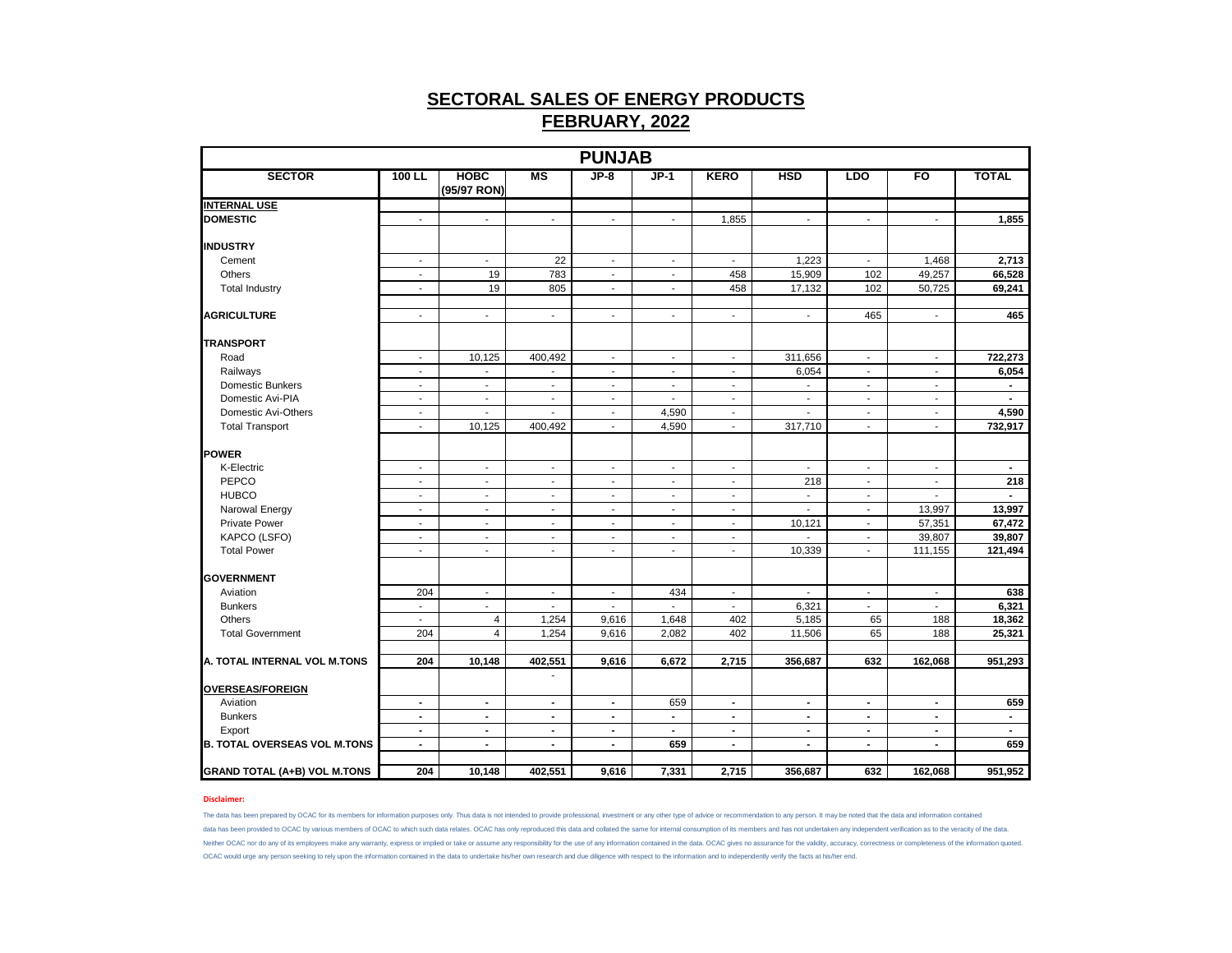# SECTORAL SALES OF ENERGY PRODUCTS

## FEBRUARY, 2022

| PUNJAB | | | | | | | | | | |
|---|---|---|---|---|---|---|---|---|---|---|
| **SECTOR** | **100 LL** | **HOBC (95/97 RON)** | **MS** | **JP-8** | **JP-1** | **KERO** | **HSD** | **LDO** | **FO** | **TOTAL** |
| **INTERNAL USE** | | | | | | | | | | |
| **DOMESTIC** | - | - | - | - | - | 1,855 | - | - | - | **1,855** |
| | | | | | | | | | | |
| **INDUSTRY** | | | | | | | | | | |
| Cement | - | - | 22 | - | - | - | 1,223 | - | 1,468 | **2,713** |
| Others | - | 19 | 783 | - | - | 458 | 15,909 | 102 | 49,257 | **66,528** |
| Total Industry | - | 19 | 805 | - | - | 458 | 17,132 | 102 | 50,725 | **69,241** |
| | | | | | | | | | | |
| **AGRICULTURE** | - | - | - | - | - | - | - | 465 | - | **465** |
| | | | | | | | | | | |
| **TRANSPORT** | | | | | | | | | | |
| Road | - | 10,125 | 400,492 | - | - | - | 311,656 | - | - | **722,273** |
| Railways | - | - | - | - | - | - | 6,054 | - | - | **6,054** |
| Domestic Bunkers | - | - | - | - | - | - | - | - | - | **-** |
| Domestic Avi-PIA | - | - | - | - | - | - | - | - | - | **-** |
| Domestic Avi-Others | - | - | - | - | 4,590 | - | - | - | - | **4,590** |
| Total Transport | - | 10,125 | 400,492 | - | 4,590 | - | 317,710 | - | - | **732,917** |
| | | | | | | | | | | |
| **POWER** | | | | | | | | | | |
| K-Electric | - | - | - | - | - | - | - | - | - | **-** |
| PEPCO | - | - | - | - | - | - | 218 | - | - | **218** |
| HUBCO | - | - | - | - | - | - | - | - | - | **-** |
| Narowal Energy | - | - | - | - | - | - | - | - | 13,997 | **13,997** |
| Private Power | - | - | - | - | - | - | 10,121 | - | 57,351 | **67,472** |
| KAPCO (LSFO) | - | - | - | - | - | - | - | - | 39,807 | **39,807** |
| Total Power | - | - | - | - | - | - | 10,339 | - | 111,155 | **121,494** |
| | | | | | | | | | | |
| **GOVERNMENT** | | | | | | | | | | |
| Aviation | 204 | - | - | - | 434 | - | - | - | - | **638** |
| Bunkers | - | - | - | - | - | - | 6,321 | - | - | **6,321** |
| Others | - | 4 | 1,254 | 9,616 | 1,648 | 402 | 5,185 | 65 | 188 | **18,362** |
| Total Government | 204 | 4 | 1,254 | 9,616 | 2,082 | 402 | 11,506 | 65 | 188 | **25,321** |
| | | | | | | | | | | |
| **A. TOTAL INTERNAL VOL M.TONS** | **204** | **10,148** | **402,551** | **9,616** | **6,672** | **2,715** | **356,687** | **632** | **162,068** | **951,293** |
| | | | - | | | | | | | |
| **OVERSEAS/FOREIGN** | | | | | | | | | | |
| Aviation | **-** | **-** | **-** | **-** | 659 | **-** | **-** | **-** | **-** | **659** |
| Bunkers | **-** | **-** | **-** | **-** | **-** | **-** | **-** | **-** | **-** | **-** |
| Export | **-** | **-** | **-** | **-** | **-** | **-** | **-** | **-** | **-** | **-** |
| **B. TOTAL OVERSEAS VOL M.TONS** | **-** | **-** | **-** | **-** | **659** | **-** | **-** | **-** | **-** | **659** |
| | | | | | | | | | | |
| **GRAND TOTAL (A+B) VOL M.TONS** | **204** | **10,148** | **402,551** | **9,616** | **7,331** | **2,715** | **356,687** | **632** | **162,068** | **951,952** |

**Disclaimer:**

The data has been prepared by OCAC for its members for information purposes only. Thus data is not intended to provide professional, investment or any other type of advice or recommendation to any person. It may be noted that the data and information contained data has been provided to OCAC by various members of OCAC to which such data relates. OCAC has only reproduced this data and collated the same for internal consumption of its members and has not undertaken any independent verification as to the veracity of the data. Neither OCAC nor do any of its employees make any warranty, express or implied or take or assume any responsibility for the use of any information contained in the data. OCAC gives no assurance for the validity, accuracy, correctness or completeness of the information quoted. OCAC would urge any person seeking to rely upon the information contained in the data to undertake his/her own research and due diligence with respect to the information and to independently verify the facts at his/her end.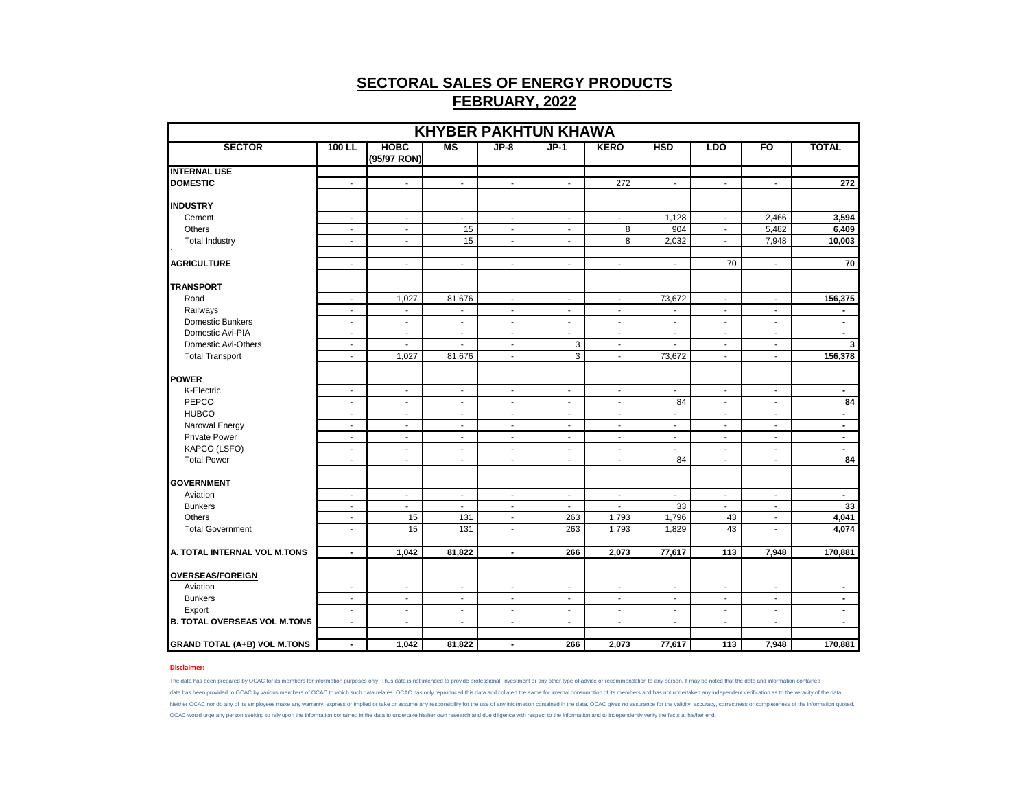# SECTORAL SALES OF ENERGY PRODUCTS

## FEBRUARY, 2022

| KHYBER PAKHTUN KHAWA | | | | | | | | | | |
|---|---|---|---|---|---|---|---|---|---|---|
| **SECTOR** | **100 LL** | **HOBC (95/97 RON)** | **MS** | **JP-8** | **JP-1** | **KERO** | **HSD** | **LDO** | **FO** | **TOTAL** |
| **INTERNAL USE** | | | | | | | | | | |
| **DOMESTIC** | - | - | - | - | - | 272 | - | - | - | **272** |
| **INDUSTRY** | | | | | | | | | | |
| Cement | - | - | - | - | - | - | 1,128 | - | 2,466 | **3,594** |
| Others | - | - | 15 | - | - | 8 | 904 | - | 5,482 | **6,409** |
| Total Industry | - | - | 15 | - | - | 8 | 2,032 | - | 7,948 | **10,003** |
| **AGRICULTURE** | - | - | - | - | - | - | - | 70 | - | **70** |
| **TRANSPORT** | | | | | | | | | | |
| Road | - | 1,027 | 81,676 | - | - | - | 73,672 | - | - | **156,375** |
| Railways | - | - | - | - | - | - | - | - | - | **-** |
| Domestic Bunkers | - | - | - | - | - | - | - | - | - | **-** |
| Domestic Avi-PIA | - | - | - | - | - | - | - | - | - | **-** |
| Domestic Avi-Others | - | - | - | - | 3 | - | - | - | - | **3** |
| Total Transport | - | 1,027 | 81,676 | - | 3 | - | 73,672 | - | - | **156,378** |
| **POWER** | | | | | | | | | | |
| K-Electric | - | - | - | - | - | - | - | - | - | **-** |
| PEPCO | - | - | - | - | - | - | 84 | - | - | **84** |
| HUBCO | - | - | - | - | - | - | - | - | - | **-** |
| Narowal Energy | - | - | - | - | - | - | - | - | - | **-** |
| Private Power | - | - | - | - | - | - | - | - | - | **-** |
| KAPCO (LSFO) | - | - | - | - | - | - | - | - | - | **-** |
| Total Power | - | - | - | - | - | - | 84 | - | - | **84** |
| **GOVERNMENT** | | | | | | | | | | |
| Aviation | - | - | - | - | - | - | - | - | - | **-** |
| Bunkers | - | - | - | - | - | - | 33 | - | - | **33** |
| Others | - | 15 | 131 | - | 263 | 1,793 | 1,796 | 43 | - | **4,041** |
| Total Government | - | 15 | 131 | - | 263 | 1,793 | 1,829 | 43 | - | **4,074** |
| **A. TOTAL INTERNAL VOL M.TONS** | **-** | **1,042** | **81,822** | **-** | **266** | **2,073** | **77,617** | **113** | **7,948** | **170,881** |
| **OVERSEAS/FOREIGN** | | | | | | | | | | |
| Aviation | - | - | - | - | - | - | - | - | - | **-** |
| Bunkers | - | - | - | - | - | - | - | - | - | **-** |
| Export | - | - | - | - | - | - | - | - | - | **-** |
| **B. TOTAL OVERSEAS VOL M.TONS** | **-** | **-** | **-** | **-** | **-** | **-** | **-** | **-** | **-** | **-** |
| **GRAND TOTAL (A+B) VOL M.TONS** | **-** | **1,042** | **81,822** | **-** | **266** | **2,073** | **77,617** | **113** | **7,948** | **170,881** |

**Disclaimer:**

The data has been prepared by OCAC for its members for information purposes only. Thus data is not intended to provide professional, investment or any other type of advice or recommendation to any person. It may be noted that the data and information contained data has been provided to OCAC by various members of OCAC to which such data relates. OCAC has only reproduced this data and collated the same for internal consumption of its members and has not undertaken any independent verification as to the veracity of the data. Neither OCAC nor do any of its employees make any warranty, express or implied or take or assume any responsibility for the use of any information contained in the data. OCAC gives no assurance for the validity, accuracy, correctness or completeness of the information quoted. OCAC would urge any person seeking to rely upon the information contained in the data to undertake his/her own research and due diligence with respect to the information and to independently verify the facts at his/her end.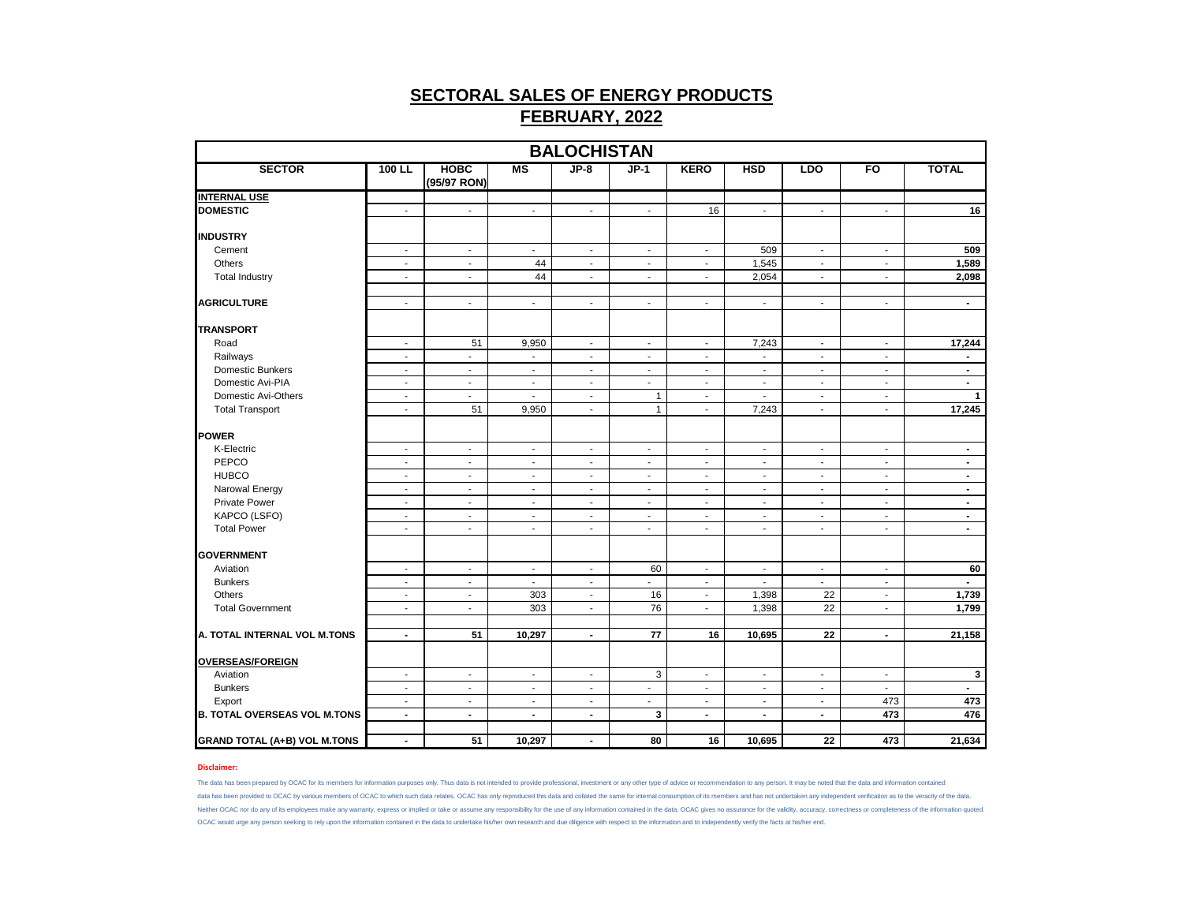# SECTORAL SALES OF ENERGY PRODUCTS

## FEBRUARY, 2022

| BALOCHISTAN | | | | | | | | | | |
|---|---|---|---|---|---|---|---|---|---|---|
| **SECTOR** | **100 LL** | **HOBC (95/97 RON)** | **MS** | **JP-8** | **JP-1** | **KERO** | **HSD** | **LDO** | **FO** | **TOTAL** |
| **INTERNAL USE** | | | | | | | | | | |
| **DOMESTIC** | - | - | - | - | - | 16 | - | - | - | **16** |
| **INDUSTRY** | | | | | | | | | | |
| Cement | - | - | - | - | - | - | 509 | - | - | **509** |
| Others | - | - | 44 | - | - | - | 1,545 | - | - | **1,589** |
| Total Industry | - | - | 44 | - | - | - | 2,054 | - | - | **2,098** |
| **AGRICULTURE** | - | - | - | - | - | - | - | - | - | **-** |
| **TRANSPORT** | | | | | | | | | | |
| Road | - | 51 | 9,950 | - | - | - | 7,243 | - | - | **17,244** |
| Railways | - | - | - | - | - | - | - | - | - | **-** |
| Domestic Bunkers | - | - | - | - | - | - | - | - | - | **-** |
| Domestic Avi-PIA | - | - | - | - | - | - | - | - | - | **-** |
| Domestic Avi-Others | - | - | - | - | 1 | - | - | - | - | **1** |
| Total Transport | - | 51 | 9,950 | - | 1 | - | 7,243 | - | - | **17,245** |
| **POWER** | | | | | | | | | | |
| K-Electric | - | - | - | - | - | - | - | - | - | **-** |
| PEPCO | - | - | - | - | - | - | - | - | - | **-** |
| HUBCO | - | - | - | - | - | - | - | - | - | **-** |
| Narowal Energy | - | - | - | - | - | - | - | - | - | **-** |
| Private Power | - | - | - | - | - | - | - | - | - | **-** |
| KAPCO (LSFO) | - | - | - | - | - | - | - | - | - | **-** |
| Total Power | - | - | - | - | - | - | - | - | - | **-** |
| **GOVERNMENT** | | | | | | | | | | |
| Aviation | - | - | - | - | 60 | - | - | - | - | **60** |
| Bunkers | - | - | - | - | - | - | - | - | - | **-** |
| Others | - | - | 303 | - | 16 | - | 1,398 | 22 | - | **1,739** |
| Total Government | - | - | 303 | - | 76 | - | 1,398 | 22 | - | **1,799** |
| **A. TOTAL INTERNAL VOL M.TONS** | **-** | **51** | **10,297** | **-** | **77** | **16** | **10,695** | **22** | **-** | **21,158** |
| **OVERSEAS/FOREIGN** | | | | | | | | | | |
| Aviation | - | - | - | - | 3 | - | - | - | - | **3** |
| Bunkers | - | - | - | - | - | - | - | - | - | **-** |
| Export | - | - | - | - | - | - | - | - | 473 | **473** |
| **B. TOTAL OVERSEAS VOL M.TONS** | **-** | **-** | **-** | **-** | **3** | **-** | **-** | **-** | **473** | **476** |
| **GRAND TOTAL (A+B) VOL M.TONS** | **-** | **51** | **10,297** | **-** | **80** | **16** | **10,695** | **22** | **473** | **21,634** |

**Disclaimer:**

The data has been prepared by OCAC for its members for information purposes only. Thus data is not intended to provide professional, investment or any other type of advice or recommendation to any person. It may be noted that the data and information contained data has been provided to OCAC by various members of OCAC to which such data relates. OCAC has only reproduced this data and collated the same for internal consumption of its members and has not undertaken any independent verification as to the veracity of the data. Neither OCAC nor do any of its employees make any warranty, express or implied or take or assume any responsibility for the use of any information contained in the data. OCAC gives no assurance for the validity, accuracy, correctness or completeness of the information quoted. OCAC would urge any person seeking to rely upon the information contained in the data to undertake his/her own research and due diligence with respect to the information and to independently verify the facts at his/her end.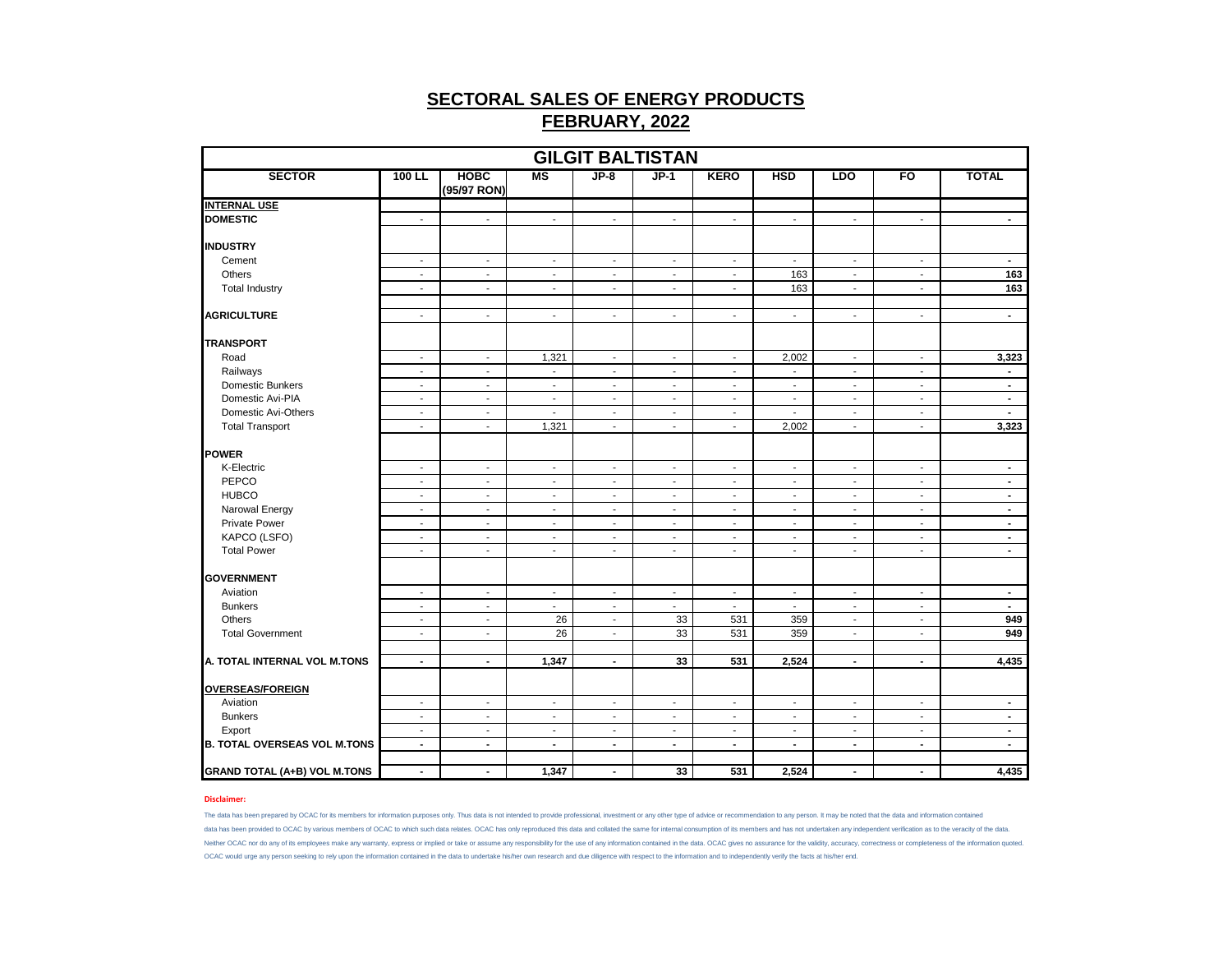# SECTORAL SALES OF ENERGY PRODUCTS

## FEBRUARY, 2022

| GILGIT BALTISTAN | | | | | | | | | | |
|---|---|---|---|---|---|---|---|---|---|---|
| **SECTOR** | **100 LL** | **HOBC (95/97 RON)** | **MS** | **JP-8** | **JP-1** | **KERO** | **HSD** | **LDO** | **FO** | **TOTAL** |
| **INTERNAL USE** | | | | | | | | | | |
| **DOMESTIC** | - | - | - | - | - | - | - | - | - | - |
| **INDUSTRY** | | | | | | | | | | |
| Cement | - | - | - | - | - | - | - | - | - | - |
| Others | - | - | - | - | - | - | 163 | - | - | 163 |
| Total Industry | - | - | - | - | - | - | 163 | - | - | 163 |
| **AGRICULTURE** | - | - | - | - | - | - | - | - | - | - |
| **TRANSPORT** | | | | | | | | | | |
| Road | - | - | 1,321 | - | - | - | 2,002 | - | - | 3,323 |
| Railways | - | - | - | - | - | - | - | - | - | - |
| Domestic Bunkers | - | - | - | - | - | - | - | - | - | - |
| Domestic Avi-PIA | - | - | - | - | - | - | - | - | - | - |
| Domestic Avi-Others | - | - | - | - | - | - | - | - | - | - |
| Total Transport | - | - | 1,321 | - | - | - | 2,002 | - | - | 3,323 |
| **POWER** | | | | | | | | | | |
| K-Electric | - | - | - | - | - | - | - | - | - | - |
| PEPCO | - | - | - | - | - | - | - | - | - | - |
| HUBCO | - | - | - | - | - | - | - | - | - | - |
| Narowal Energy | - | - | - | - | - | - | - | - | - | - |
| Private Power | - | - | - | - | - | - | - | - | - | - |
| KAPCO (LSFO) | - | - | - | - | - | - | - | - | - | - |
| Total Power | - | - | - | - | - | - | - | - | - | - |
| **GOVERNMENT** | | | | | | | | | | |
| Aviation | - | - | - | - | - | - | - | - | - | - |
| Bunkers | - | - | - | - | - | - | - | - | - | - |
| Others | - | - | 26 | - | 33 | 531 | 359 | - | - | 949 |
| Total Government | - | - | 26 | - | 33 | 531 | 359 | - | - | 949 |
| **A. TOTAL INTERNAL VOL M.TONS** | - | - | 1,347 | - | 33 | 531 | 2,524 | - | - | 4,435 |
| **OVERSEAS/FOREIGN** | | | | | | | | | | |
| Aviation | - | - | - | - | - | - | - | - | - | - |
| Bunkers | - | - | - | - | - | - | - | - | - | - |
| Export | - | - | - | - | - | - | - | - | - | - |
| **B. TOTAL OVERSEAS VOL M.TONS** | - | - | - | - | - | - | - | - | - | - |
| **GRAND TOTAL (A+B) VOL M.TONS** | - | - | 1,347 | - | 33 | 531 | 2,524 | - | - | 4,435 |

**Disclaimer:**

The data has been prepared by OCAC for its members for information purposes only. Thus data is not intended to provide professional, investment or any other type of advice or recommendation to any person. It may be noted that the data and information contained data has been provided to OCAC by various members of OCAC to which such data relates. OCAC has only reproduced this data and collated the same for internal consumption of its members and has not undertaken any independent verification as to the veracity of the data. Neither OCAC nor do any of its employees make any warranty, express or implied or take or assume any responsibility for the use of any information contained in the data. OCAC gives no assurance for the validity, accuracy, correctness or completeness of the information quoted. OCAC would urge any person seeking to rely upon the information contained in the data to undertake his/her own research and due diligence with respect to the information and to independently verify the facts at his/her end.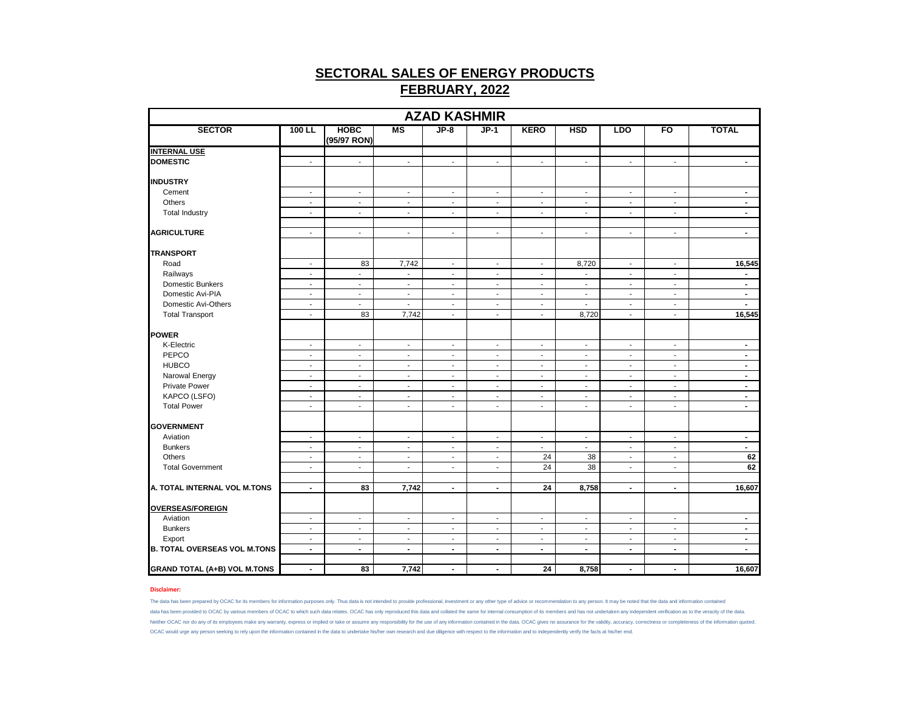# SECTORAL SALES OF ENERGY PRODUCTS

## FEBRUARY, 2022

| AZAD KASHMIR | | | | | | | | | | |
|---|---|---|---|---|---|---|---|---|---|---|
| **SECTOR** | **100 LL** | **HOBC (95/97 RON)** | **MS** | **JP-8** | **JP-1** | **KERO** | **HSD** | **LDO** | **FO** | **TOTAL** |
| **INTERNAL USE** | | | | | | | | | | |
| **DOMESTIC** | - | - | - | - | - | - | - | - | - | - |
| **INDUSTRY** | | | | | | | | | | |
| Cement | - | - | - | - | - | - | - | - | - | - |
| Others | - | - | - | - | - | - | - | - | - | - |
| Total Industry | - | - | - | - | - | - | - | - | - | - |
| **AGRICULTURE** | - | - | - | - | - | - | - | - | - | - |
| **TRANSPORT** | | | | | | | | | | |
| Road | - | 83 | 7,742 | - | - | - | 8,720 | - | - | 16,545 |
| Railways | - | - | - | - | - | - | - | - | - | - |
| Domestic Bunkers | - | - | - | - | - | - | - | - | - | - |
| Domestic Avi-PIA | - | - | - | - | - | - | - | - | - | - |
| Domestic Avi-Others | - | - | - | - | - | - | - | - | - | - |
| Total Transport | - | 83 | 7,742 | - | - | - | 8,720 | - | - | 16,545 |
| **POWER** | | | | | | | | | | |
| K-Electric | - | - | - | - | - | - | - | - | - | - |
| PEPCO | - | - | - | - | - | - | - | - | - | - |
| HUBCO | - | - | - | - | - | - | - | - | - | - |
| Narowal Energy | - | - | - | - | - | - | - | - | - | - |
| Private Power | - | - | - | - | - | - | - | - | - | - |
| KAPCO (LSFO) | - | - | - | - | - | - | - | - | - | - |
| Total Power | - | - | - | - | - | - | - | - | - | - |
| **GOVERNMENT** | | | | | | | | | | |
| Aviation | - | - | - | - | - | - | - | - | - | - |
| Bunkers | - | - | - | - | - | - | - | - | - | - |
| Others | - | - | - | - | - | 24 | 38 | - | - | 62 |
| Total Government | - | - | - | - | - | 24 | 38 | - | - | 62 |
| **A. TOTAL INTERNAL VOL M.TONS** | - | 83 | 7,742 | - | - | 24 | 8,758 | - | - | 16,607 |
| **OVERSEAS/FOREIGN** | | | | | | | | | | |
| Aviation | - | - | - | - | - | - | - | - | - | - |
| Bunkers | - | - | - | - | - | - | - | - | - | - |
| Export | - | - | - | - | - | - | - | - | - | - |
| **B. TOTAL OVERSEAS VOL M.TONS** | - | - | - | - | - | - | - | - | - | - |
| **GRAND TOTAL (A+B) VOL M.TONS** | - | 83 | 7,742 | - | - | 24 | 8,758 | - | - | 16,607 |

**Disclaimer:**

The data has been prepared by OCAC for its members for information purposes only. Thus data is not intended to provide professional, investment or any other type of advice or recommendation to any person. It may be noted that the data and information contained data has been provided to OCAC by various members of OCAC to which such data relates. OCAC has only reproduced this data and collated the same for internal consumption of its members and has not undertaken any independent verification as to the veracity of the data. Neither OCAC nor do any of its employees make any warranty, express or implied or take or assume any responsibility for the use of any information contained in the data. OCAC gives no assurance for the validity, accuracy, correctness or completeness of the information quoted. OCAC would urge any person seeking to rely upon the information contained in the data to undertake his/her own research and due diligence with respect to the information and to independently verify the facts at his/her end.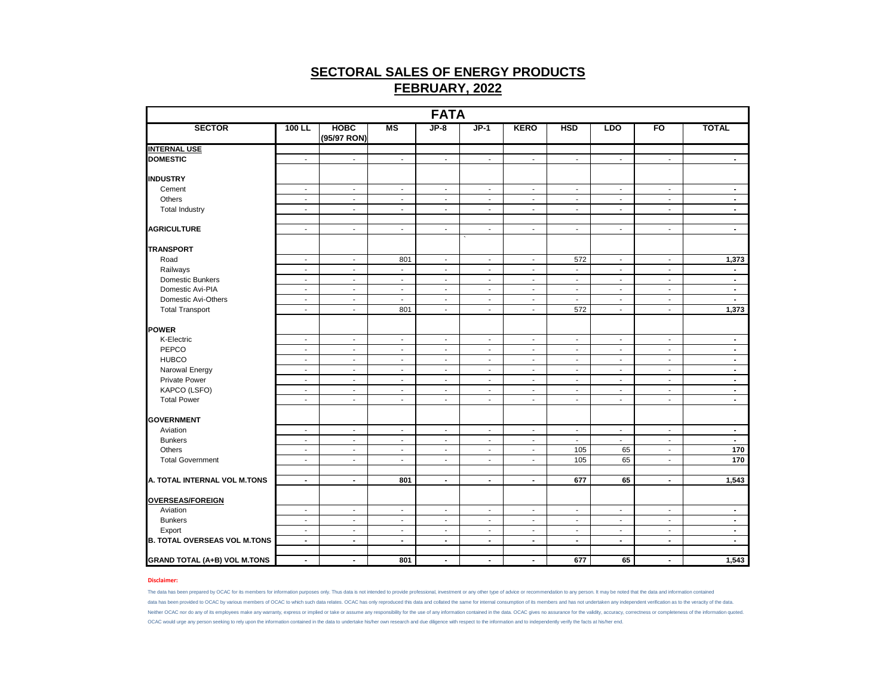# SECTORAL SALES OF ENERGY PRODUCTS

## FEBRUARY, 2022

| FATA | | | | | | | | | | |
|---|---|---|---|---|---|---|---|---|---|---|
| **SECTOR** | **100 LL** | **HOBC (95/97 RON)** | **MS** | **JP-8** | **JP-1** | **KERO** | **HSD** | **LDO** | **FO** | **TOTAL** |
| **INTERNAL USE** | | | | | | | | | | |
| **DOMESTIC** | - | - | - | - | - | - | - | - | - | - |
| **INDUSTRY** | | | | | | | | | | |
| Cement | - | - | - | - | - | - | - | - | - | - |
| Others | - | - | - | - | - | - | - | - | - | - |
| Total Industry | - | - | - | - | - | - | - | - | - | - |
| **AGRICULTURE** | - | - | - | - | - | - | - | - | - | - |
| **TRANSPORT** | | | | | | | | | | |
| Road | - | - | 801 | - | - | - | 572 | - | - | 1,373 |
| Railways | - | - | - | - | - | - | - | - | - | - |
| Domestic Bunkers | - | - | - | - | - | - | - | - | - | - |
| Domestic Avi-PIA | - | - | - | - | - | - | - | - | - | - |
| Domestic Avi-Others | - | - | - | - | - | - | - | - | - | - |
| Total Transport | - | - | 801 | - | - | - | 572 | - | - | 1,373 |
| **POWER** | | | | | | | | | | |
| K-Electric | - | - | - | - | - | - | - | - | - | - |
| PEPCO | - | - | - | - | - | - | - | - | - | - |
| HUBCO | - | - | - | - | - | - | - | - | - | - |
| Narowal Energy | - | - | - | - | - | - | - | - | - | - |
| Private Power | - | - | - | - | - | - | - | - | - | - |
| KAPCO (LSFO) | - | - | - | - | - | - | - | - | - | - |
| Total Power | - | - | - | - | - | - | - | - | - | - |
| **GOVERNMENT** | | | | | | | | | | |
| Aviation | - | - | - | - | - | - | - | - | - | - |
| Bunkers | - | - | - | - | - | - | - | - | - | - |
| Others | - | - | - | - | - | - | 105 | 65 | - | 170 |
| Total Government | - | - | - | - | - | - | 105 | 65 | - | 170 |
| **A. TOTAL INTERNAL VOL M.TONS** | - | - | 801 | - | - | - | 677 | 65 | - | 1,543 |
| **OVERSEAS/FOREIGN** | | | | | | | | | | |
| Aviation | - | - | - | - | - | - | - | - | - | - |
| Bunkers | - | - | - | - | - | - | - | - | - | - |
| Export | - | - | - | - | - | - | - | - | - | - |
| **B. TOTAL OVERSEAS VOL M.TONS** | - | - | - | - | - | - | - | - | - | - |
| **GRAND TOTAL (A+B) VOL M.TONS** | - | - | 801 | - | - | - | 677 | 65 | - | 1,543 |

**Disclaimer:**

The data has been prepared by OCAC for its members for information purposes only. Thus data is not intended to provide professional, investment or any other type of advice or recommendation to any person. It may be noted that the data and information contained data has been provided to OCAC by various members of OCAC to which such data relates. OCAC has only reproduced this data and collated the same for internal consumption of its members and has not undertaken any independent verification as to the veracity of the data. Neither OCAC nor do any of its employees make any warranty, express or implied or take or assume any responsibility for the use of any information contained in the data. OCAC gives no assurance for the validity, accuracy, correctness or completeness of the information quoted. OCAC would urge any person seeking to rely upon the information contained in the data to undertake his/her own research and due diligence with respect to the information and to independently verify the facts at his/her end.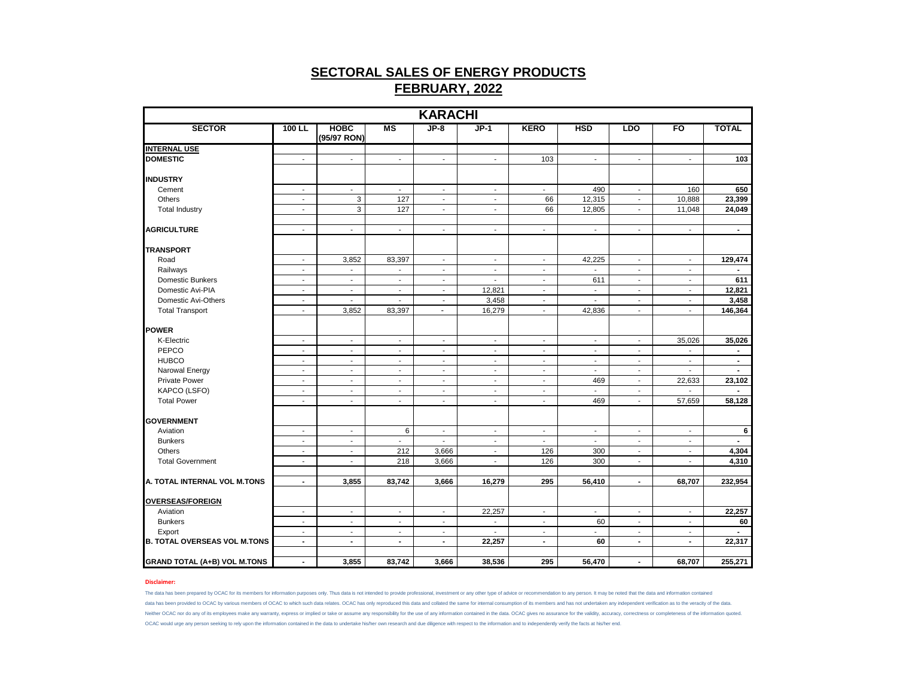# SECTORAL SALES OF ENERGY PRODUCTS

## FEBRUARY, 2022

| KARACHI | | | | | | | | | | |
|---|---|---|---|---|---|---|---|---|---|---|
| **SECTOR** | **100 LL** | **HOBC (95/97 RON)** | **MS** | **JP-8** | **JP-1** | **KERO** | **HSD** | **LDO** | **FO** | **TOTAL** |
| **INTERNAL USE** | | | | | | | | | | |
| **DOMESTIC** | - | - | - | - | - | 103 | - | - | - | **103** |
| **INDUSTRY** | | | | | | | | | | |
| Cement | - | - | - | - | - | - | 490 | - | 160 | **650** |
| Others | - | 3 | 127 | - | - | 66 | 12,315 | - | 10,888 | **23,399** |
| Total Industry | - | 3 | 127 | - | - | 66 | 12,805 | - | 11,048 | **24,049** |
| **AGRICULTURE** | - | - | - | - | - | - | - | - | - | **-** |
| **TRANSPORT** | | | | | | | | | | |
| Road | - | 3,852 | 83,397 | - | - | - | 42,225 | - | - | **129,474** |
| Railways | - | - | - | - | - | - | - | - | - | **-** |
| Domestic Bunkers | - | - | - | - | - | - | 611 | - | - | **611** |
| Domestic Avi-PIA | - | - | - | - | 12,821 | - | - | - | - | **12,821** |
| Domestic Avi-Others | - | - | - | - | 3,458 | - | - | - | - | **3,458** |
| Total Transport | - | 3,852 | 83,397 | - | 16,279 | - | 42,836 | - | - | **146,364** |
| **POWER** | | | | | | | | | | |
| K-Electric | - | - | - | - | - | - | - | - | 35,026 | **35,026** |
| PEPCO | - | - | - | - | - | - | - | - | - | **-** |
| HUBCO | - | - | - | - | - | - | - | - | - | **-** |
| Narowal Energy | - | - | - | - | - | - | - | - | - | **-** |
| Private Power | - | - | - | - | - | - | 469 | - | 22,633 | **23,102** |
| KAPCO (LSFO) | - | - | - | - | - | - | - | - | - | **-** |
| Total Power | - | - | - | - | - | - | 469 | - | 57,659 | **58,128** |
| **GOVERNMENT** | | | | | | | | | | |
| Aviation | - | - | 6 | - | - | - | - | - | - | **6** |
| Bunkers | - | - | - | - | - | - | - | - | - | **-** |
| Others | - | - | 212 | 3,666 | - | 126 | 300 | - | - | **4,304** |
| Total Government | - | - | 218 | 3,666 | - | 126 | 300 | - | - | **4,310** |
| **A. TOTAL INTERNAL VOL M.TONS** | **-** | **3,855** | **83,742** | **3,666** | **16,279** | **295** | **56,410** | **-** | **68,707** | **232,954** |
| **OVERSEAS/FOREIGN** | | | | | | | | | | |
| Aviation | - | - | - | - | 22,257 | - | - | - | - | **22,257** |
| Bunkers | - | - | - | - | - | - | 60 | - | - | **60** |
| Export | - | - | - | - | - | - | - | - | - | **-** |
| **B. TOTAL OVERSEAS VOL M.TONS** | **-** | **-** | **-** | **-** | **22,257** | **-** | **60** | **-** | **-** | **22,317** |
| **GRAND TOTAL (A+B) VOL M.TONS** | **-** | **3,855** | **83,742** | **3,666** | **38,536** | **295** | **56,470** | **-** | **68,707** | **255,271** |

**Disclaimer:**

The data has been prepared by OCAC for its members for information purposes only. Thus data is not intended to provide professional, investment or any other type of advice or recommendation to any person. It may be noted that the data and information contained data has been provided to OCAC by various members of OCAC to which such data relates. OCAC has only reproduced this data and collated the same for internal consumption of its members and has not undertaken any independent verification as to the veracity of the data. Neither OCAC nor do any of its employees make any warranty, express or implied or take or assume any responsibility for the use of any information contained in the data. OCAC gives no assurance for the validity, accuracy, correctness or completeness of the information quoted. OCAC would urge any person seeking to rely upon the information contained in the data to undertake his/her own research and due diligence with respect to the information and to independently verify the facts at his/her end.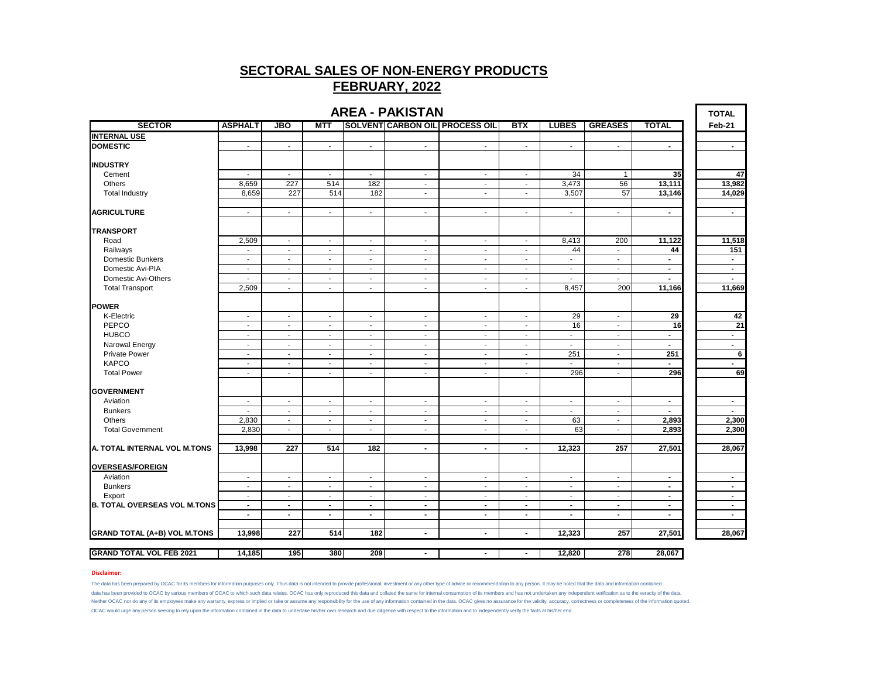## SECTORAL SALES OF NON-ENERGY PRODUCTS

## FEBRUARY, 2022

### AREA - PAKISTAN

| SECTOR | ASPHALT | JBO | MTT | SOLVENT | CARBON OIL | PROCESS OIL | BTX | LUBES | GREASES | TOTAL | TOTAL Feb-21 |
|---|---|---|---|---|---|---|---|---|---|---|---|
| **INTERNAL USE** | | | | | | | | | | | |
| **DOMESTIC** | - | - | - | - | - | - | - | - | - | - | - |
| **INDUSTRY** | | | | | | | | | | | |
| Cement | - | - | - | - | - | - | - | 34 | 1 | 35 | 47 |
| Others | 8,659 | 227 | 514 | 182 | - | - | - | 3,473 | 56 | 13,111 | 13,982 |
| Total Industry | 8,659 | 227 | 514 | 182 | - | - | - | 3,507 | 57 | 13,146 | 14,029 |
| **AGRICULTURE** | - | - | - | - | - | - | - | - | - | - | - |
| **TRANSPORT** | | | | | | | | | | | |
| Road | 2,509 | - | - | - | - | - | - | 8,413 | 200 | 11,122 | 11,518 |
| Railways | - | - | - | - | - | - | - | 44 | - | 44 | 151 |
| Domestic Bunkers | - | - | - | - | - | - | - | - | - | - | - |
| Domestic Avi-PIA | - | - | - | - | - | - | - | - | - | - | - |
| Domestic Avi-Others | - | - | - | - | - | - | - | - | - | - | - |
| Total Transport | 2,509 | - | - | - | - | - | - | 8,457 | 200 | 11,166 | 11,669 |
| **POWER** | | | | | | | | | | | |
| K-Electric | - | - | - | - | - | - | - | 29 | - | 29 | 42 |
| PEPCO | - | - | - | - | - | - | - | 16 | - | 16 | 21 |
| HUBCO | - | - | - | - | - | - | - | - | - | - | - |
| Narowal Energy | - | - | - | - | - | - | - | - | - | - | - |
| Private Power | - | - | - | - | - | - | - | 251 | - | 251 | 6 |
| KAPCO | - | - | - | - | - | - | - | - | - | - | - |
| Total Power | - | - | - | - | - | - | - | 296 | - | 296 | 69 |
| **GOVERNMENT** | | | | | | | | | | | |
| Aviation | - | - | - | - | - | - | - | - | - | - | - |
| Bunkers | - | - | - | - | - | - | - | - | - | - | - |
| Others | 2,830 | - | - | - | - | - | - | 63 | - | 2,893 | 2,300 |
| Total Government | 2,830 | - | - | - | - | - | - | 63 | - | 2,893 | 2,300 |
| **A. TOTAL INTERNAL VOL M.TONS** | 13,998 | 227 | 514 | 182 | - | - | - | 12,323 | 257 | 27,501 | 28,067 |
| **OVERSEAS/FOREIGN** | | | | | | | | | | | |
| Aviation | - | - | - | - | - | - | - | - | - | - | - |
| Bunkers | - | - | - | - | - | - | - | - | - | - | - |
| Export | - | - | - | - | - | - | - | - | - | - | - |
| **B. TOTAL OVERSEAS VOL M.TONS** | - | - | - | - | - | - | - | - | - | - | - |
| | - | - | - | - | - | - | - | - | - | - | - |
| **GRAND TOTAL (A+B) VOL M.TONS** | 13,998 | 227 | 514 | 182 | - | - | - | 12,323 | 257 | 27,501 | 28,067 |
| **GRAND TOTAL VOL FEB 2021** | 14,185 | 195 | 380 | 209 | - | - | - | 12,820 | 278 | 28,067 | |

**Disclaimer:**

The data has been prepared by OCAC for its members for information purposes only. Thus data is not intended to provide professional, investment or any other type of advice or recommendation to any person. It may be noted that the data and information contained data has been provided to OCAC by various members of OCAC to which such data relates. OCAC has only reproduced this data and collated the same for internal consumption of its members and has not undertaken any independent verification as to the veracity of the data. Neither OCAC nor do any of its employees make any warranty, express or implied or take or assume any responsibility for the use of any information contained in the data. OCAC gives no assurance for the validity, accuracy, correctness or completeness of the information quoted. OCAC would urge any person seeking to rely upon the information contained in the data to undertake his/her own research and due diligence with respect to the information and to independently verify the facts at his/her end.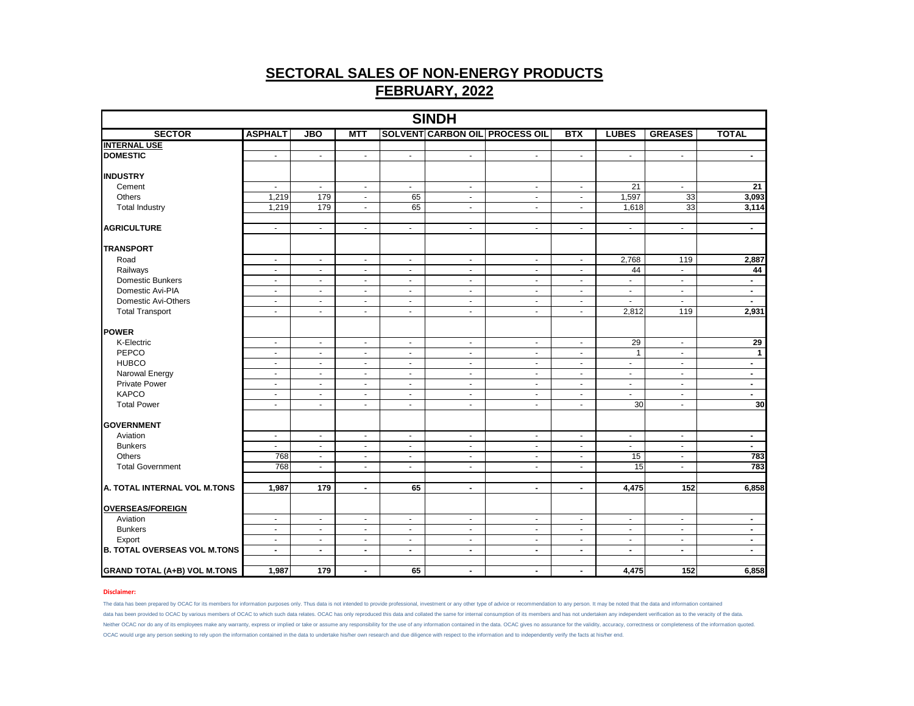# SECTORAL SALES OF NON-ENERGY PRODUCTS

## FEBRUARY, 2022

| SINDH | | | | | | | | | | |
|---|---|---|---|---|---|---|---|---|---|---|
| **SECTOR** | **ASPHALT** | **JBO** | **MTT** | **SOLVENT** | **CARBON OIL** | **PROCESS OIL** | **BTX** | **LUBES** | **GREASES** | **TOTAL** |
| **INTERNAL USE** | | | | | | | | | | |
| **DOMESTIC** | - | - | - | - | - | - | - | - | - | **-** |
| | | | | | | | | | | |
| **INDUSTRY** | | | | | | | | | | |
| Cement | - | - | - | - | - | - | - | 21 | - | **21** |
| Others | 1,219 | 179 | - | 65 | - | - | - | 1,597 | 33 | **3,093** |
| Total Industry | 1,219 | 179 | - | 65 | - | - | - | 1,618 | 33 | **3,114** |
| | | | | | | | | | | |
| **AGRICULTURE** | - | - | - | - | - | - | - | - | - | **-** |
| | | | | | | | | | | |
| **TRANSPORT** | | | | | | | | | | |
| Road | - | - | - | - | - | - | - | 2,768 | 119 | **2,887** |
| Railways | - | - | - | - | - | - | - | 44 | - | **44** |
| Domestic Bunkers | - | - | - | - | - | - | - | - | - | **-** |
| Domestic Avi-PIA | - | - | - | - | - | - | - | - | - | **-** |
| Domestic Avi-Others | - | - | - | - | - | - | - | - | - | **-** |
| Total Transport | - | - | - | - | - | - | - | 2,812 | 119 | **2,931** |
| | | | | | | | | | | |
| **POWER** | | | | | | | | | | |
| K-Electric | - | - | - | - | - | - | - | 29 | - | **29** |
| PEPCO | - | - | - | - | - | - | - | 1 | - | **1** |
| HUBCO | - | - | - | - | - | - | - | - | - | **-** |
| Narowal Energy | - | - | - | - | - | - | - | - | - | **-** |
| Private Power | - | - | - | - | - | - | - | - | - | **-** |
| KAPCO | - | - | - | - | - | - | - | - | - | **-** |
| Total Power | - | - | - | - | - | - | - | 30 | - | **30** |
| | | | | | | | | | | |
| **GOVERNMENT** | | | | | | | | | | |
| Aviation | - | - | - | - | - | - | - | - | - | **-** |
| Bunkers | - | - | - | - | - | - | - | - | - | **-** |
| Others | 768 | - | - | - | - | - | - | 15 | - | **783** |
| Total Government | 768 | - | - | - | - | - | - | 15 | - | **783** |
| | | | | | | | | | | |
| **A. TOTAL INTERNAL VOL M.TONS** | **1,987** | **179** | **-** | **65** | **-** | **-** | **-** | **4,475** | **152** | **6,858** |
| | | | | | | | | | | |
| **OVERSEAS/FOREIGN** | | | | | | | | | | |
| Aviation | - | - | - | - | - | - | - | - | - | **-** |
| Bunkers | - | - | - | - | - | - | - | - | - | **-** |
| Export | - | - | - | - | - | - | - | - | - | **-** |
| **B. TOTAL OVERSEAS VOL M.TONS** | **-** | **-** | **-** | **-** | **-** | **-** | **-** | **-** | **-** | **-** |
| | | | | | | | | | | |
| **GRAND TOTAL (A+B) VOL M.TONS** | **1,987** | **179** | **-** | **65** | **-** | **-** | **-** | **4,475** | **152** | **6,858** |

**Disclaimer:**

The data has been prepared by OCAC for its members for information purposes only. Thus data is not intended to provide professional, investment or any other type of advice or recommendation to any person. It may be noted that the data and information contained data has been provided to OCAC by various members of OCAC to which such data relates. OCAC has only reproduced this data and collated the same for internal consumption of its members and has not undertaken any independent verification as to the veracity of the data. Neither OCAC nor do any of its employees make any warranty, express or implied or take or assume any responsibility for the use of any information contained in the data. OCAC gives no assurance for the validity, accuracy, correctness or completeness of the information quoted. OCAC would urge any person seeking to rely upon the information contained in the data to undertake his/her own research and due diligence with respect to the information and to independently verify the facts at his/her end.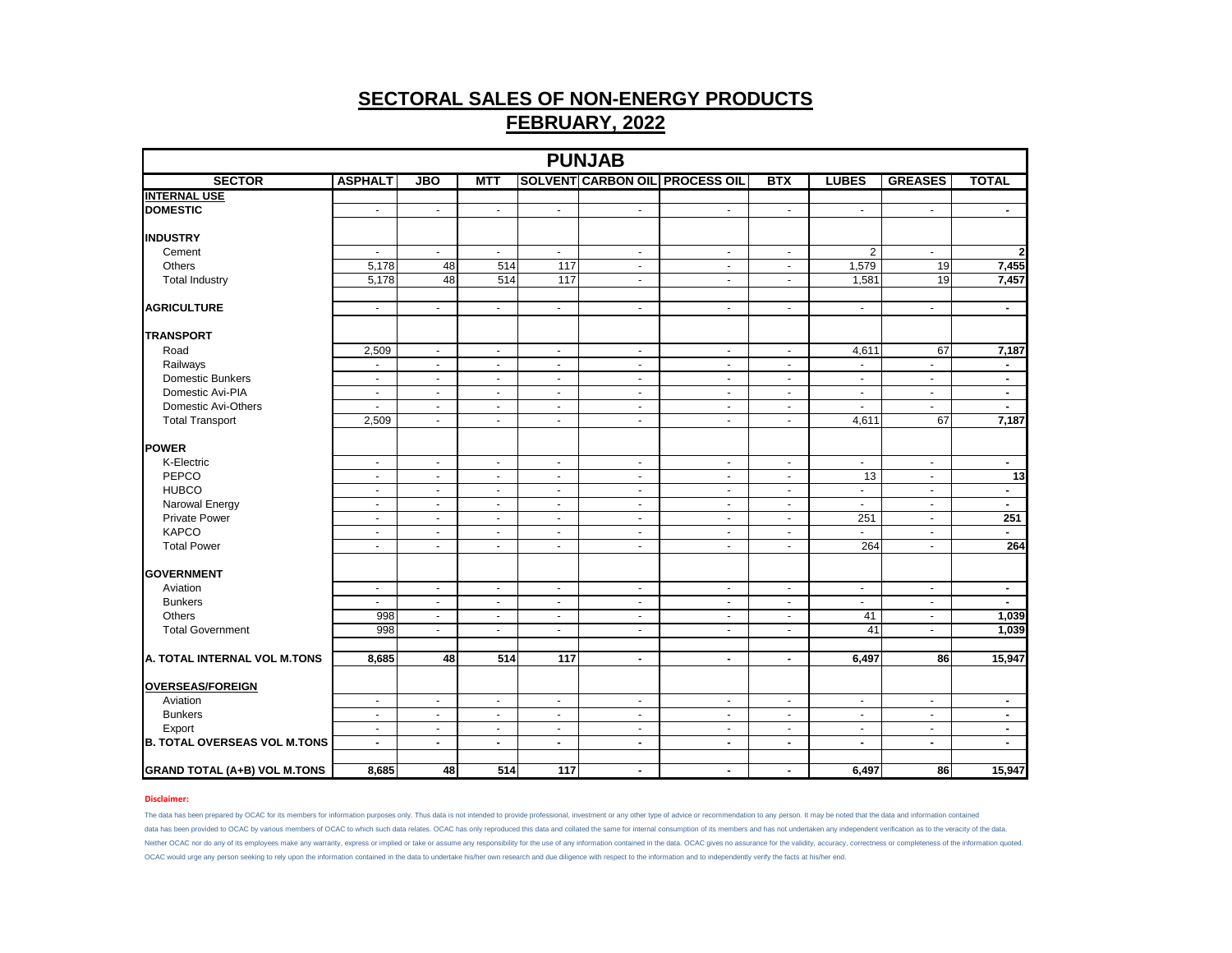# SECTORAL SALES OF NON-ENERGY PRODUCTS

## FEBRUARY, 2022

| PUNJAB | | | | | | | | | | |
|---|---|---|---|---|---|---|---|---|---|---|
| **SECTOR** | **ASPHALT** | **JBO** | **MTT** | **SOLVENT** | **CARBON OIL** | **PROCESS OIL** | **BTX** | **LUBES** | **GREASES** | **TOTAL** |
| **INTERNAL USE** | | | | | | | | | | |
| **DOMESTIC** | - | - | - | - | - | - | - | - | - | **-** |
| | | | | | | | | | | |
| **INDUSTRY** | | | | | | | | | | |
| Cement | - | - | - | - | - | - | - | 2 | - | **2** |
| Others | 5,178 | 48 | 514 | 117 | - | - | - | 1,579 | 19 | **7,455** |
| Total Industry | 5,178 | 48 | 514 | 117 | - | - | - | 1,581 | 19 | **7,457** |
| | | | | | | | | | | |
| **AGRICULTURE** | - | - | - | - | - | - | - | - | - | **-** |
| | | | | | | | | | | |
| **TRANSPORT** | | | | | | | | | | |
| Road | 2,509 | - | - | - | - | - | - | 4,611 | 67 | **7,187** |
| Railways | - | - | - | - | - | - | - | - | - | **-** |
| Domestic Bunkers | - | - | - | - | - | - | - | - | - | **-** |
| Domestic Avi-PIA | - | - | - | - | - | - | - | - | - | **-** |
| Domestic Avi-Others | - | - | - | - | - | - | - | - | - | **-** |
| Total Transport | 2,509 | - | - | - | - | - | - | 4,611 | 67 | **7,187** |
| | | | | | | | | | | |
| **POWER** | | | | | | | | | | |
| K-Electric | - | - | - | - | - | - | - | - | - | **-** |
| PEPCO | - | - | - | - | - | - | - | 13 | - | **13** |
| HUBCO | - | - | - | - | - | - | - | - | - | **-** |
| Narowal Energy | - | - | - | - | - | - | - | - | - | **-** |
| Private Power | - | - | - | - | - | - | - | 251 | - | **251** |
| KAPCO | - | - | - | - | - | - | - | - | - | **-** |
| Total Power | - | - | - | - | - | - | - | 264 | - | **264** |
| | | | | | | | | | | |
| **GOVERNMENT** | | | | | | | | | | |
| Aviation | - | - | - | - | - | - | - | - | - | **-** |
| Bunkers | - | - | - | - | - | - | - | - | - | **-** |
| Others | 998 | - | - | - | - | - | - | 41 | - | **1,039** |
| Total Government | 998 | - | - | - | - | - | - | 41 | - | **1,039** |
| | | | | | | | | | | |
| **A. TOTAL INTERNAL VOL M.TONS** | **8,685** | **48** | **514** | **117** | **-** | **-** | **-** | **6,497** | **86** | **15,947** |
| | | | | | | | | | | |
| **OVERSEAS/FOREIGN** | | | | | | | | | | |
| Aviation | - | - | - | - | - | - | - | - | - | **-** |
| Bunkers | - | - | - | - | - | - | - | - | - | **-** |
| Export | - | - | - | - | - | - | - | - | - | **-** |
| **B. TOTAL OVERSEAS VOL M.TONS** | **-** | **-** | **-** | **-** | **-** | **-** | **-** | **-** | **-** | **-** |
| | | | | | | | | | | |
| **GRAND TOTAL (A+B) VOL M.TONS** | **8,685** | **48** | **514** | **117** | **-** | **-** | **-** | **6,497** | **86** | **15,947** |

**Disclaimer:**

The data has been prepared by OCAC for its members for information purposes only. Thus data is not intended to provide professional, investment or any other type of advice or recommendation to any person. It may be noted that the data and information contained data has been provided to OCAC by various members of OCAC to which such data relates. OCAC has only reproduced this data and collated the same for internal consumption of its members and has not undertaken any independent verification as to the veracity of the data. Neither OCAC nor do any of its employees make any warranty, express or implied or take or assume any responsibility for the use of any information contained in the data. OCAC gives no assurance for the validity, accuracy, correctness or completeness of the information quoted. OCAC would urge any person seeking to rely upon the information contained in the data to undertake his/her own research and due diligence with respect to the information and to independently verify the facts at his/her end.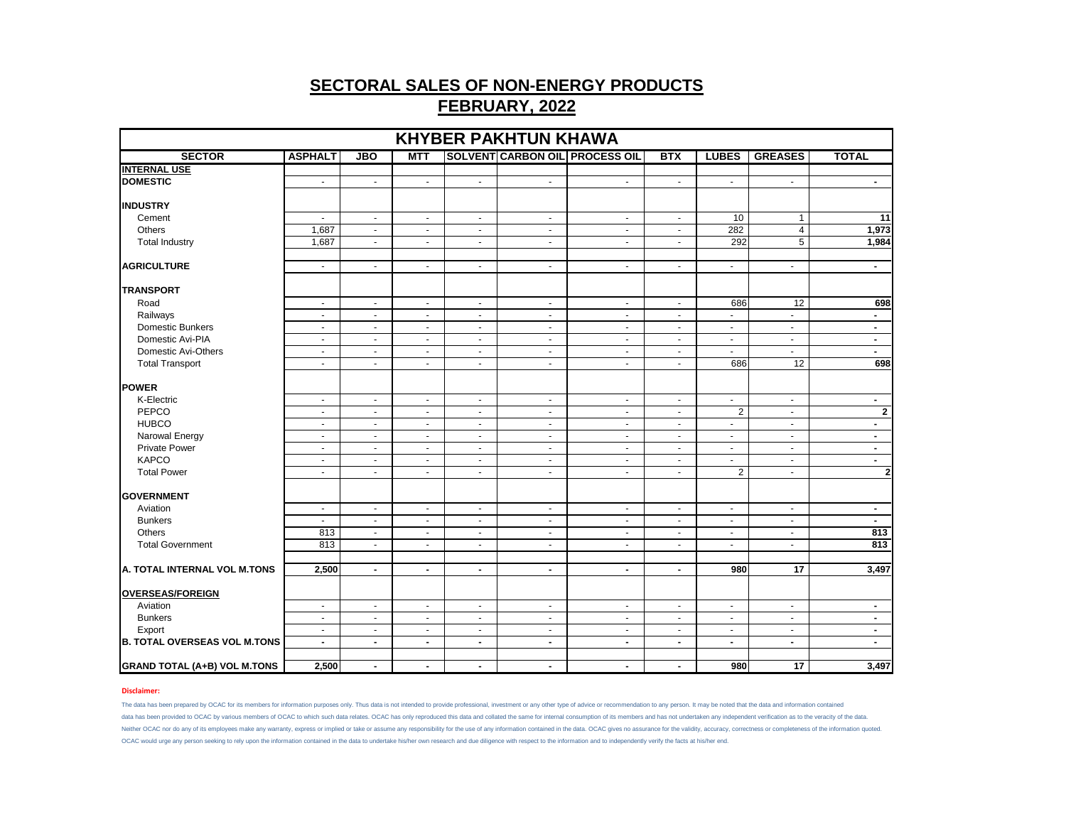# SECTORAL SALES OF NON-ENERGY PRODUCTS
## FEBRUARY, 2022

| KHYBER PAKHTUN KHAWA | | | | | | | | | | |
|---|---|---|---|---|---|---|---|---|---|---|
| **SECTOR** | **ASPHALT** | **JBO** | **MTT** | **SOLVENT** | **CARBON OIL** | **PROCESS OIL** | **BTX** | **LUBES** | **GREASES** | **TOTAL** |
| **INTERNAL USE** | | | | | | | | | | |
| **DOMESTIC** | - | - | - | - | - | - | - | - | - | **-** |
| **INDUSTRY** | | | | | | | | | | |
| Cement | - | - | - | - | - | - | - | 10 | 1 | **11** |
| Others | 1,687 | - | - | - | - | - | - | 282 | 4 | **1,973** |
| Total Industry | 1,687 | - | - | - | - | - | - | 292 | 5 | **1,984** |
| **AGRICULTURE** | - | - | - | - | - | - | - | - | - | **-** |
| **TRANSPORT** | | | | | | | | | | |
| Road | - | - | - | - | - | - | - | 686 | 12 | **698** |
| Railways | - | - | - | - | - | - | - | - | - | **-** |
| Domestic Bunkers | - | - | - | - | - | - | - | - | - | **-** |
| Domestic Avi-PIA | - | - | - | - | - | - | - | - | - | **-** |
| Domestic Avi-Others | - | - | - | - | - | - | - | - | - | **-** |
| Total Transport | - | - | - | - | - | - | - | 686 | 12 | **698** |
| **POWER** | | | | | | | | | | |
| K-Electric | - | - | - | - | - | - | - | - | - | **-** |
| PEPCO | - | - | - | - | - | - | - | 2 | - | **2** |
| HUBCO | - | - | - | - | - | - | - | - | - | **-** |
| Narowal Energy | - | - | - | - | - | - | - | - | - | **-** |
| Private Power | - | - | - | - | - | - | - | - | - | **-** |
| KAPCO | - | - | - | - | - | - | - | - | - | **-** |
| Total Power | - | - | - | - | - | - | - | 2 | - | **2** |
| **GOVERNMENT** | | | | | | | | | | |
| Aviation | - | - | - | - | - | - | - | - | - | **-** |
| Bunkers | - | - | - | - | - | - | - | - | - | **-** |
| Others | 813 | - | - | - | - | - | - | - | - | **813** |
| Total Government | 813 | - | - | - | - | - | - | - | - | **813** |
| **A. TOTAL INTERNAL VOL M.TONS** | **2,500** | **-** | **-** | **-** | **-** | **-** | **-** | **980** | **17** | **3,497** |
| **OVERSEAS/FOREIGN** | | | | | | | | | | |
| Aviation | - | - | - | - | - | - | - | - | - | **-** |
| Bunkers | - | - | - | - | - | - | - | - | - | **-** |
| Export | - | - | - | - | - | - | - | - | - | **-** |
| **B. TOTAL OVERSEAS VOL M.TONS** | **-** | **-** | **-** | **-** | **-** | **-** | **-** | **-** | **-** | **-** |
| **GRAND TOTAL (A+B) VOL M.TONS** | **2,500** | **-** | **-** | **-** | **-** | **-** | **-** | **980** | **17** | **3,497** |

**Disclaimer:**

The data has been prepared by OCAC for its members for information purposes only. Thus data is not intended to provide professional, investment or any other type of advice or recommendation to any person. It may be noted that the data and information contained data has been provided to OCAC by various members of OCAC to which such data relates. OCAC has only reproduced this data and collated the same for internal consumption of its members and has not undertaken any independent verification as to the veracity of the data. Neither OCAC nor do any of its employees make any warranty, express or implied or take or assume any responsibility for the use of any information contained in the data. OCAC gives no assurance for the validity, accuracy, correctness or completeness of the information quoted. OCAC would urge any person seeking to rely upon the information contained in the data to undertake his/her own research and due diligence with respect to the information and to independently verify the facts at his/her end.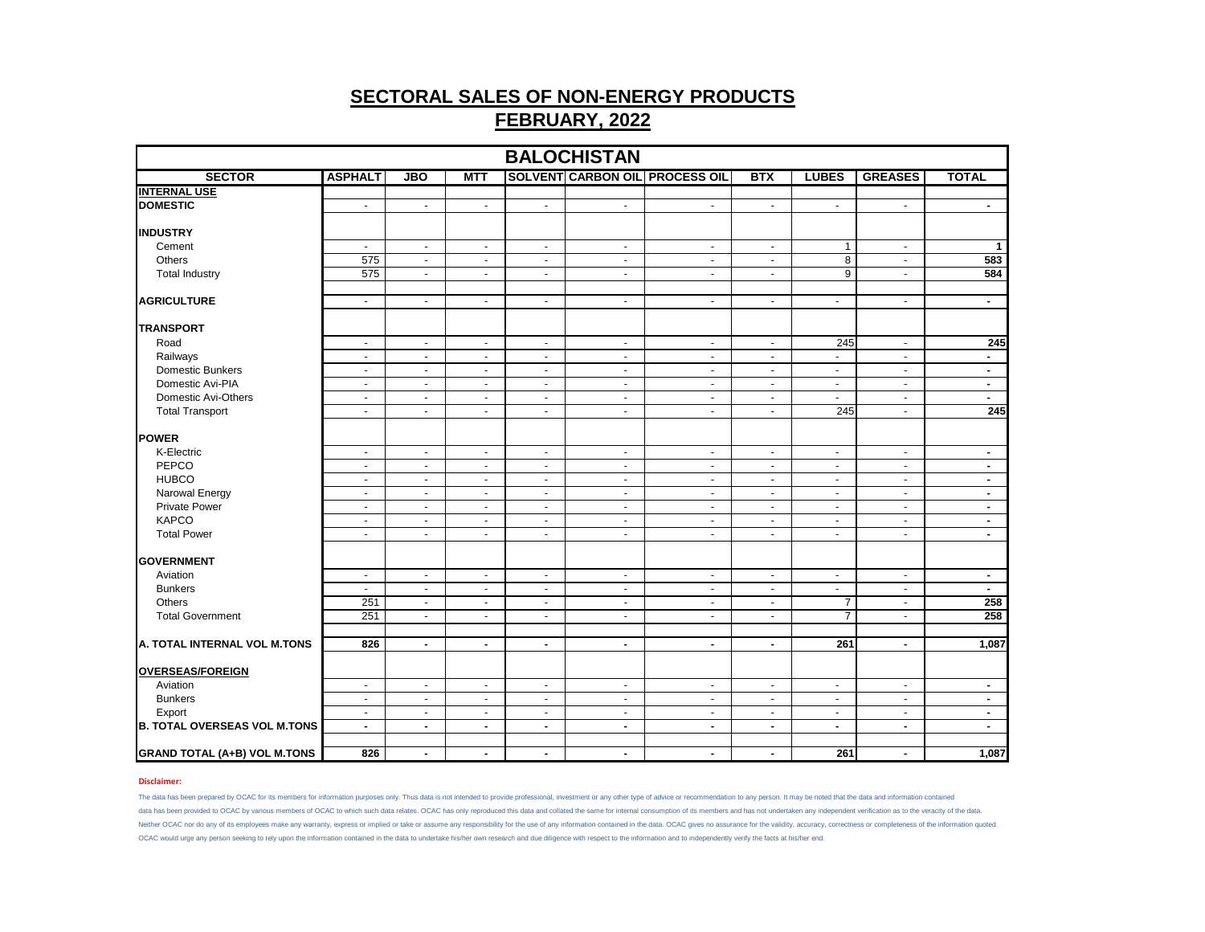# SECTORAL SALES OF NON-ENERGY PRODUCTS

## FEBRUARY, 2022

| BALOCHISTAN | | | | | | | | | | |
|---|---|---|---|---|---|---|---|---|---|---|
| **SECTOR** | **ASPHALT** | **JBO** | **MTT** | **SOLVENT** | **CARBON OIL** | **PROCESS OIL** | **BTX** | **LUBES** | **GREASES** | **TOTAL** |
| **INTERNAL USE** | | | | | | | | | | |
| **DOMESTIC** | - | - | - | - | - | - | - | - | - | **-** |
| | | | | | | | | | | |
| **INDUSTRY** | | | | | | | | | | |
| Cement | - | - | - | - | - | - | - | 1 | - | **1** |
| Others | 575 | - | - | - | - | - | - | 8 | - | **583** |
| Total Industry | 575 | - | - | - | - | - | - | 9 | - | **584** |
| | | | | | | | | | | |
| **AGRICULTURE** | - | - | - | - | - | - | - | - | - | **-** |
| | | | | | | | | | | |
| **TRANSPORT** | | | | | | | | | | |
| Road | - | - | - | - | - | - | - | 245 | - | **245** |
| Railways | - | - | - | - | - | - | - | - | - | **-** |
| Domestic Bunkers | - | - | - | - | - | - | - | - | - | **-** |
| Domestic Avi-PIA | - | - | - | - | - | - | - | - | - | **-** |
| Domestic Avi-Others | - | - | - | - | - | - | - | - | - | **-** |
| Total Transport | - | - | - | - | - | - | - | 245 | - | **245** |
| | | | | | | | | | | |
| **POWER** | | | | | | | | | | |
| K-Electric | - | - | - | - | - | - | - | - | - | **-** |
| PEPCO | - | - | - | - | - | - | - | - | - | **-** |
| HUBCO | - | - | - | - | - | - | - | - | - | **-** |
| Narowal Energy | - | - | - | - | - | - | - | - | - | **-** |
| Private Power | - | - | - | - | - | - | - | - | - | **-** |
| KAPCO | - | - | - | - | - | - | - | - | - | **-** |
| Total Power | - | - | - | - | - | - | - | - | - | **-** |
| | | | | | | | | | | |
| **GOVERNMENT** | | | | | | | | | | |
| Aviation | - | - | - | - | - | - | - | - | - | **-** |
| Bunkers | - | - | - | - | - | - | - | - | - | **-** |
| Others | 251 | - | - | - | - | - | - | 7 | - | **258** |
| Total Government | 251 | - | - | - | - | - | - | 7 | - | **258** |
| | | | | | | | | | | |
| **A. TOTAL INTERNAL VOL M.TONS** | **826** | **-** | **-** | **-** | **-** | **-** | **-** | **261** | **-** | **1,087** |
| | | | | | | | | | | |
| **OVERSEAS/FOREIGN** | | | | | | | | | | |
| Aviation | - | - | - | - | - | - | - | - | - | **-** |
| Bunkers | - | - | - | - | - | - | - | - | - | **-** |
| Export | - | - | - | - | - | - | - | - | - | **-** |
| **B. TOTAL OVERSEAS VOL M.TONS** | **-** | **-** | **-** | **-** | **-** | **-** | **-** | **-** | **-** | **-** |
| | | | | | | | | | | |
| **GRAND TOTAL (A+B) VOL M.TONS** | **826** | **-** | **-** | **-** | **-** | **-** | **-** | **261** | **-** | **1,087** |

**Disclaimer:**

The data has been prepared by OCAC for its members for information purposes only. Thus data is not intended to provide professional, investment or any other type of advice or recommendation to any person. It may be noted that the data and information contained data has been provided to OCAC by various members of OCAC to which such data relates. OCAC has only reproduced this data and collated the same for internal consumption of its members and has not undertaken any independent verification as to the veracity of the data. Neither OCAC nor do any of its employees make any warranty, express or implied or take or assume any responsibility for the use of any information contained in the data. OCAC gives no assurance for the validity, accuracy, correctness or completeness of the information quoted. OCAC would urge any person seeking to rely upon the information contained in the data to undertake his/her own research and due diligence with respect to the information and to independently verify the facts at his/her end.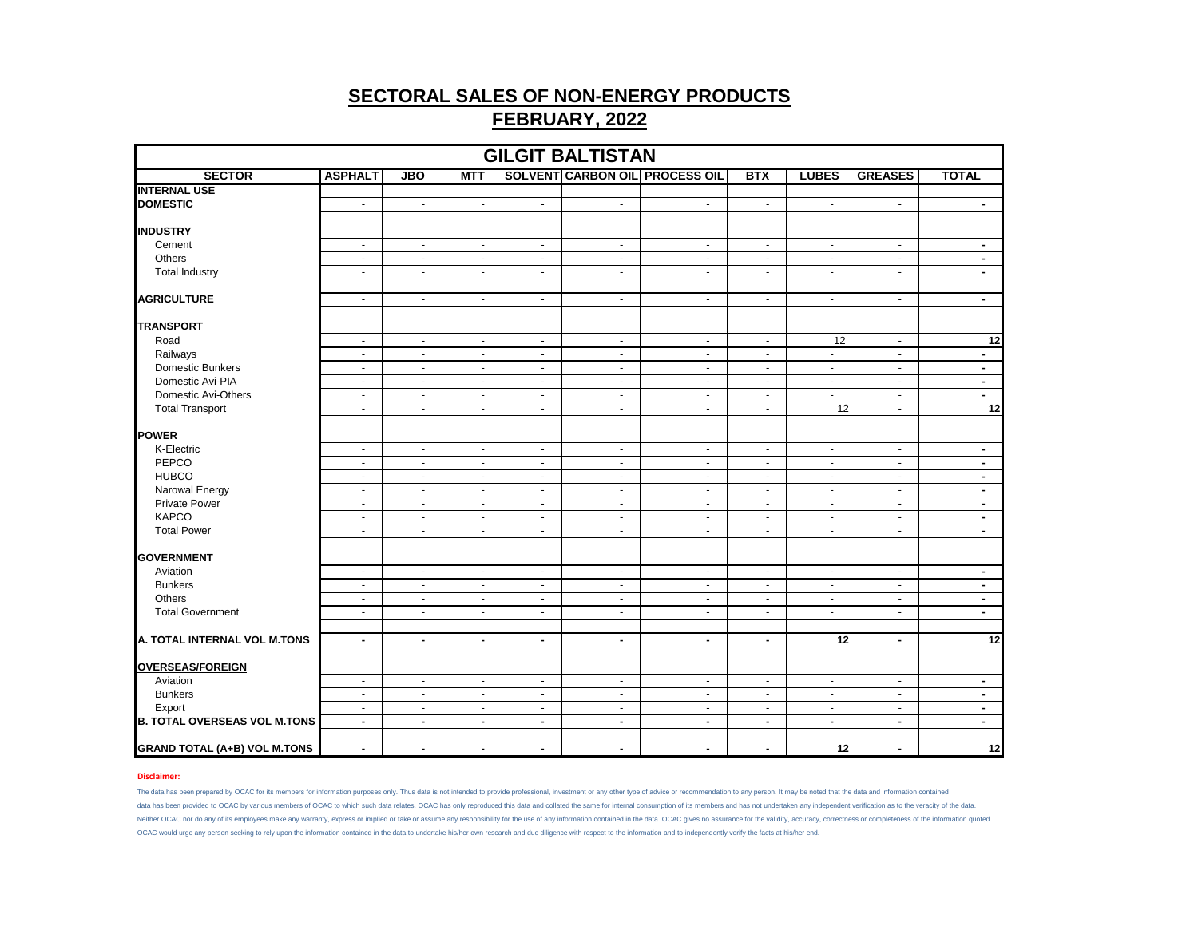# SECTORAL SALES OF NON-ENERGY PRODUCTS

## FEBRUARY, 2022

| GILGIT BALTISTAN | | | | | | | | | | |
|---|---|---|---|---|---|---|---|---|---|---|
| **SECTOR** | **ASPHALT** | **JBO** | **MTT** | **SOLVENT** | **CARBON OIL** | **PROCESS OIL** | **BTX** | **LUBES** | **GREASES** | **TOTAL** |
| **INTERNAL USE** | | | | | | | | | | |
| **DOMESTIC** | - | - | - | - | - | - | - | - | - | - |
| | | | | | | | | | | |
| **INDUSTRY** | | | | | | | | | | |
| Cement | - | - | - | - | - | - | - | - | - | - |
| Others | - | - | - | - | - | - | - | - | - | - |
| Total Industry | - | - | - | - | - | - | - | - | - | - |
| | | | | | | | | | | |
| **AGRICULTURE** | - | - | - | - | - | - | - | - | - | - |
| | | | | | | | | | | |
| **TRANSPORT** | | | | | | | | | | |
| Road | - | - | - | - | - | - | - | 12 | - | 12 |
| Railways | - | - | - | - | - | - | - | - | - | - |
| Domestic Bunkers | - | - | - | - | - | - | - | - | - | - |
| Domestic Avi-PIA | - | - | - | - | - | - | - | - | - | - |
| Domestic Avi-Others | - | - | - | - | - | - | - | - | - | - |
| Total Transport | - | - | - | - | - | - | - | 12 | - | 12 |
| | | | | | | | | | | |
| **POWER** | | | | | | | | | | |
| K-Electric | - | - | - | - | - | - | - | - | - | - |
| PEPCO | - | - | - | - | - | - | - | - | - | - |
| HUBCO | - | - | - | - | - | - | - | - | - | - |
| Narowal Energy | - | - | - | - | - | - | - | - | - | - |
| Private Power | - | - | - | - | - | - | - | - | - | - |
| KAPCO | - | - | - | - | - | - | - | - | - | - |
| Total Power | - | - | - | - | - | - | - | - | - | - |
| | | | | | | | | | | |
| **GOVERNMENT** | | | | | | | | | | |
| Aviation | - | - | - | - | - | - | - | - | - | - |
| Bunkers | - | - | - | - | - | - | - | - | - | - |
| Others | - | - | - | - | - | - | - | - | - | - |
| Total Government | - | - | - | - | - | - | - | - | - | - |
| | | | | | | | | | | |
| **A. TOTAL INTERNAL VOL M.TONS** | - | - | - | - | - | - | - | 12 | - | 12 |
| | | | | | | | | | | |
| **OVERSEAS/FOREIGN** | | | | | | | | | | |
| Aviation | - | - | - | - | - | - | - | - | - | - |
| Bunkers | - | - | - | - | - | - | - | - | - | - |
| Export | - | - | - | - | - | - | - | - | - | - |
| **B. TOTAL OVERSEAS VOL M.TONS** | - | - | - | - | - | - | - | - | - | - |
| | | | | | | | | | | |
| **GRAND TOTAL (A+B) VOL M.TONS** | - | - | - | - | - | - | - | 12 | - | 12 |

**Disclaimer:**

The data has been prepared by OCAC for its members for information purposes only. Thus data is not intended to provide professional, investment or any other type of advice or recommendation to any person. It may be noted that the data and information contained data has been provided to OCAC by various members of OCAC to which such data relates. OCAC has only reproduced this data and collated the same for internal consumption of its members and has not undertaken any independent verification as to the veracity of the data. Neither OCAC nor do any of its employees make any warranty, express or implied or take or assume any responsibility for the use of any information contained in the data. OCAC gives no assurance for the validity, accuracy, correctness or completeness of the information quoted. OCAC would urge any person seeking to rely upon the information contained in the data to undertake his/her own research and due diligence with respect to the information and to independently verify the facts at his/her end.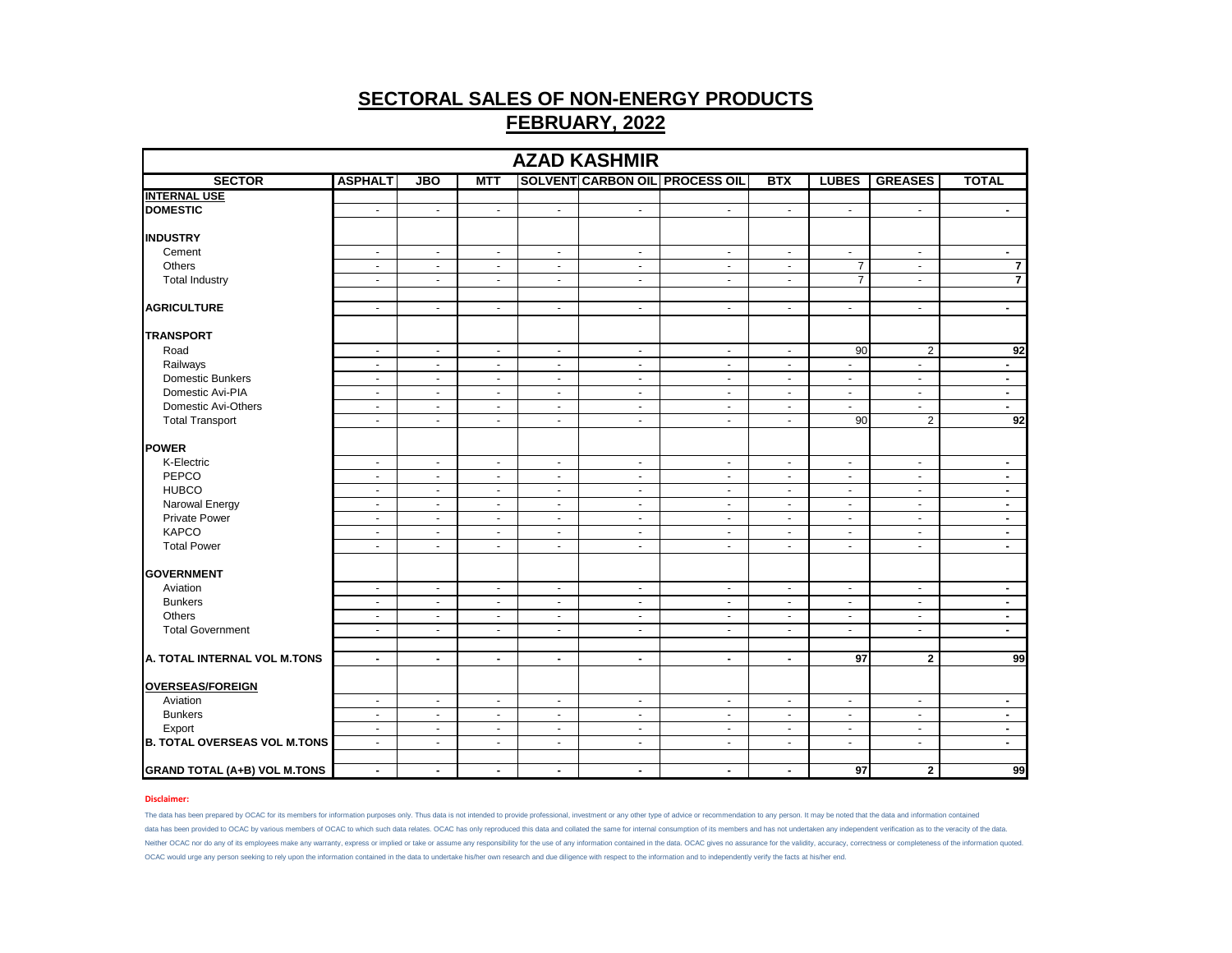# SECTORAL SALES OF NON-ENERGY PRODUCTS

## FEBRUARY, 2022

| AZAD KASHMIR | | | | | | | | | | |
|---|---|---|---|---|---|---|---|---|---|---|
| SECTOR | ASPHALT | JBO | MTT | SOLVENT | CARBON OIL | PROCESS OIL | BTX | LUBES | GREASES | TOTAL |
| **INTERNAL USE** | | | | | | | | | | |
| **DOMESTIC** | - | - | - | - | - | - | - | - | - | - |
| | | | | | | | | | | |
| **INDUSTRY** | | | | | | | | | | |
| Cement | - | - | - | - | - | - | - | - | - | - |
| Others | - | - | - | - | - | - | - | 7 | - | 7 |
| Total Industry | - | - | - | - | - | - | - | 7 | - | 7 |
| | | | | | | | | | | |
| **AGRICULTURE** | - | - | - | - | - | - | - | - | - | - |
| | | | | | | | | | | |
| **TRANSPORT** | | | | | | | | | | |
| Road | - | - | - | - | - | - | - | 90 | 2 | 92 |
| Railways | - | - | - | - | - | - | - | - | - | - |
| Domestic Bunkers | - | - | - | - | - | - | - | - | - | - |
| Domestic Avi-PIA | - | - | - | - | - | - | - | - | - | - |
| Domestic Avi-Others | - | - | - | - | - | - | - | - | - | - |
| Total Transport | - | - | - | - | - | - | - | 90 | 2 | 92 |
| | | | | | | | | | | |
| **POWER** | | | | | | | | | | |
| K-Electric | - | - | - | - | - | - | - | - | - | - |
| PEPCO | - | - | - | - | - | - | - | - | - | - |
| HUBCO | - | - | - | - | - | - | - | - | - | - |
| Narowal Energy | - | - | - | - | - | - | - | - | - | - |
| Private Power | - | - | - | - | - | - | - | - | - | - |
| KAPCO | - | - | - | - | - | - | - | - | - | - |
| Total Power | - | - | - | - | - | - | - | - | - | - |
| | | | | | | | | | | |
| **GOVERNMENT** | | | | | | | | | | |
| Aviation | - | - | - | - | - | - | - | - | - | - |
| Bunkers | - | - | - | - | - | - | - | - | - | - |
| Others | - | - | - | - | - | - | - | - | - | - |
| Total Government | - | - | - | - | - | - | - | - | - | - |
| | | | | | | | | | | |
| **A. TOTAL INTERNAL VOL M.TONS** | - | - | - | - | - | - | - | 97 | 2 | 99 |
| | | | | | | | | | | |
| **OVERSEAS/FOREIGN** | | | | | | | | | | |
| Aviation | - | - | - | - | - | - | - | - | - | - |
| Bunkers | - | - | - | - | - | - | - | - | - | - |
| Export | - | - | - | - | - | - | - | - | - | - |
| **B. TOTAL OVERSEAS VOL M.TONS** | - | - | - | - | - | - | - | - | - | - |
| | | | | | | | | | | |
| **GRAND TOTAL (A+B) VOL M.TONS** | - | - | - | - | - | - | - | 97 | 2 | 99 |

**Disclaimer:**

The data has been prepared by OCAC for its members for information purposes only. Thus data is not intended to provide professional, investment or any other type of advice or recommendation to any person. It may be noted that the data and information contained data has been provided to OCAC by various members of OCAC to which such data relates. OCAC has only reproduced this data and collated the same for internal consumption of its members and has not undertaken any independent verification as to the veracity of the data. Neither OCAC nor do any of its employees make any warranty, express or implied or take or assume any responsibility for the use of any information contained in the data. OCAC gives no assurance for the validity, accuracy, correctness or completeness of the information quoted. OCAC would urge any person seeking to rely upon the information contained in the data to undertake his/her own research and due diligence with respect to the information and to independently verify the facts at his/her end.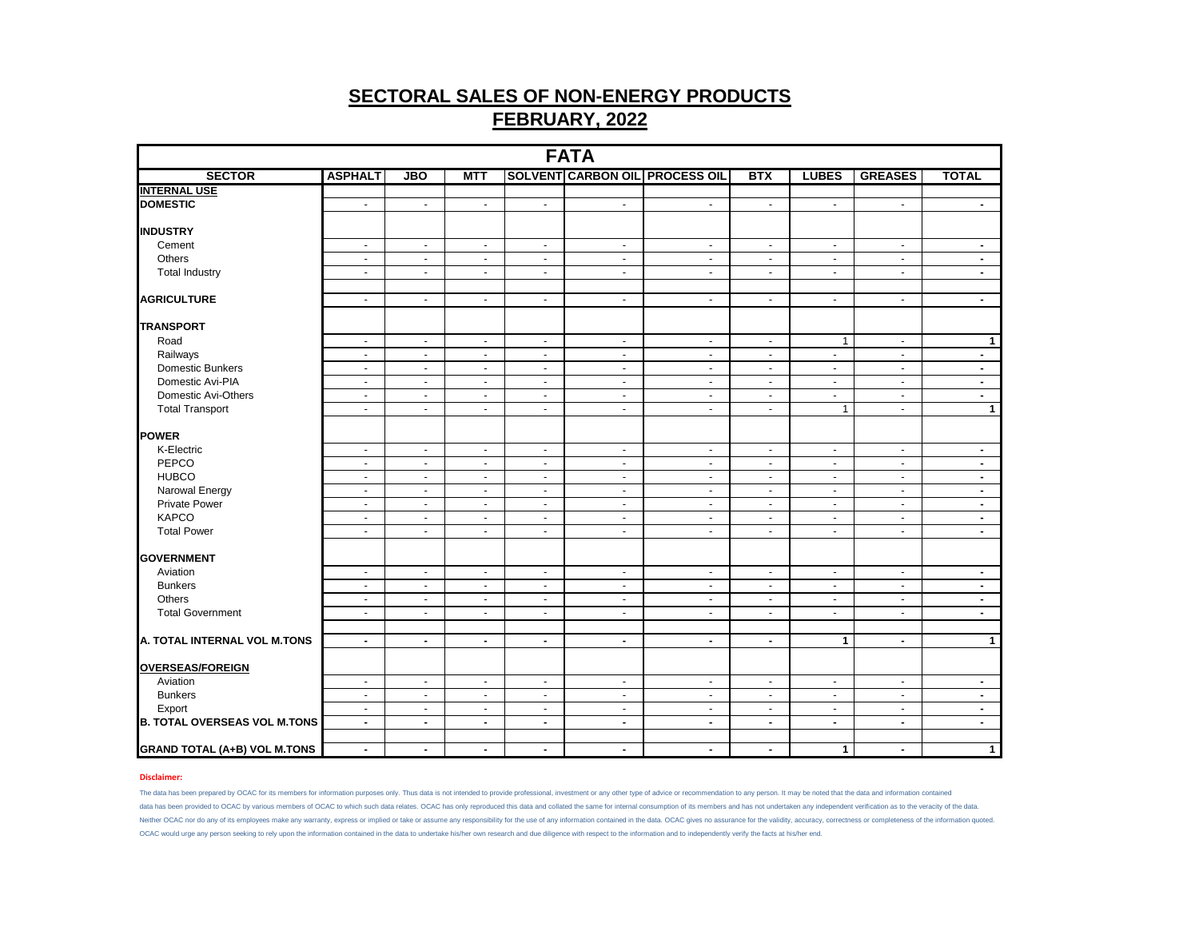# SECTORAL SALES OF NON-ENERGY PRODUCTS

## FEBRUARY, 2022

| FATA | | | | | | | | | | |
|---|---|---|---|---|---|---|---|---|---|---|
| **SECTOR** | **ASPHALT** | **JBO** | **MTT** | **SOLVENT** | **CARBON OIL** | **PROCESS OIL** | **BTX** | **LUBES** | **GREASES** | **TOTAL** |
| **INTERNAL USE** | | | | | | | | | | |
| **DOMESTIC** | - | - | - | - | - | - | - | - | - | - |
| | | | | | | | | | | |
| **INDUSTRY** | | | | | | | | | | |
| Cement | - | - | - | - | - | - | - | - | - | - |
| Others | - | - | - | - | - | - | - | - | - | - |
| Total Industry | - | - | - | - | - | - | - | - | - | - |
| | | | | | | | | | | |
| **AGRICULTURE** | - | - | - | - | - | - | - | - | - | - |
| | | | | | | | | | | |
| **TRANSPORT** | | | | | | | | | | |
| Road | - | - | - | - | - | - | - | 1 | - | 1 |
| Railways | - | - | - | - | - | - | - | - | - | - |
| Domestic Bunkers | - | - | - | - | - | - | - | - | - | - |
| Domestic Avi-PIA | - | - | - | - | - | - | - | - | - | - |
| Domestic Avi-Others | - | - | - | - | - | - | - | - | - | - |
| Total Transport | - | - | - | - | - | - | - | 1 | - | 1 |
| | | | | | | | | | | |
| **POWER** | | | | | | | | | | |
| K-Electric | - | - | - | - | - | - | - | - | - | - |
| PEPCO | - | - | - | - | - | - | - | - | - | - |
| HUBCO | - | - | - | - | - | - | - | - | - | - |
| Narowal Energy | - | - | - | - | - | - | - | - | - | - |
| Private Power | - | - | - | - | - | - | - | - | - | - |
| KAPCO | - | - | - | - | - | - | - | - | - | - |
| Total Power | - | - | - | - | - | - | - | - | - | - |
| | | | | | | | | | | |
| **GOVERNMENT** | | | | | | | | | | |
| Aviation | - | - | - | - | - | - | - | - | - | - |
| Bunkers | - | - | - | - | - | - | - | - | - | - |
| Others | - | - | - | - | - | - | - | - | - | - |
| Total Government | - | - | - | - | - | - | - | - | - | - |
| | | | | | | | | | | |
| **A. TOTAL INTERNAL VOL M.TONS** | **-** | **-** | **-** | **-** | **-** | **-** | **-** | **1** | **-** | **1** |
| | | | | | | | | | | |
| **OVERSEAS/FOREIGN** | | | | | | | | | | |
| Aviation | - | - | - | - | - | - | - | - | - | - |
| Bunkers | - | - | - | - | - | - | - | - | - | - |
| Export | - | - | - | - | - | - | - | - | - | - |
| **B. TOTAL OVERSEAS VOL M.TONS** | **-** | **-** | **-** | **-** | **-** | **-** | **-** | **-** | **-** | **-** |
| | | | | | | | | | | |
| **GRAND TOTAL (A+B) VOL M.TONS** | **-** | **-** | **-** | **-** | **-** | **-** | **-** | **1** | **-** | **1** |

**Disclaimer:**

The data has been prepared by OCAC for its members for information purposes only. Thus data is not intended to provide professional, investment or any other type of advice or recommendation to any person. It may be noted that the data and information contained data has been provided to OCAC by various members of OCAC to which such data relates. OCAC has only reproduced this data and collated the same for internal consumption of its members and has not undertaken any independent verification as to the veracity of the data. Neither OCAC nor do any of its employees make any warranty, express or implied or take or assume any responsibility for the use of any information contained in the data. OCAC gives no assurance for the validity, accuracy, correctness or completeness of the information quoted. OCAC would urge any person seeking to rely upon the information contained in the data to undertake his/her own research and due diligence with respect to the information and to independently verify the facts at his/her end.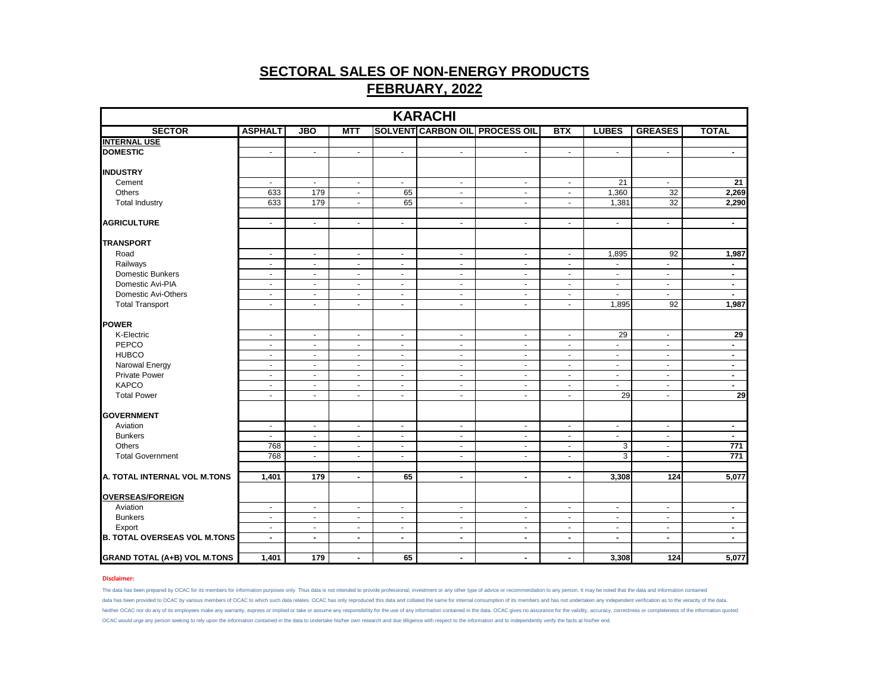# SECTORAL SALES OF NON-ENERGY PRODUCTS

## FEBRUARY, 2022

| KARACHI | | | | | | | | | | |
|---|---|---|---|---|---|---|---|---|---|---|
| **SECTOR** | **ASPHALT** | **JBO** | **MTT** | **SOLVENT** | **CARBON OIL** | **PROCESS OIL** | **BTX** | **LUBES** | **GREASES** | **TOTAL** |
| **INTERNAL USE** | | | | | | | | | | |
| **DOMESTIC** | - | - | - | - | - | - | - | - | - | - |
| **INDUSTRY** | | | | | | | | | | |
| Cement | - | - | - | - | - | - | - | 21 | - | 21 |
| Others | 633 | 179 | - | 65 | - | - | - | 1,360 | 32 | 2,269 |
| Total Industry | 633 | 179 | - | 65 | - | - | - | 1,381 | 32 | 2,290 |
| **AGRICULTURE** | - | - | - | - | - | - | - | - | - | - |
| **TRANSPORT** | | | | | | | | | | |
| Road | - | - | - | - | - | - | - | 1,895 | 92 | 1,987 |
| Railways | - | - | - | - | - | - | - | - | - | - |
| Domestic Bunkers | - | - | - | - | - | - | - | - | - | - |
| Domestic Avi-PIA | - | - | - | - | - | - | - | - | - | - |
| Domestic Avi-Others | - | - | - | - | - | - | - | - | - | - |
| Total Transport | - | - | - | - | - | - | - | 1,895 | 92 | 1,987 |
| **POWER** | | | | | | | | | | |
| K-Electric | - | - | - | - | - | - | - | 29 | - | 29 |
| PEPCO | - | - | - | - | - | - | - | - | - | - |
| HUBCO | - | - | - | - | - | - | - | - | - | - |
| Narowal Energy | - | - | - | - | - | - | - | - | - | - |
| Private Power | - | - | - | - | - | - | - | - | - | - |
| KAPCO | - | - | - | - | - | - | - | - | - | - |
| Total Power | - | - | - | - | - | - | - | 29 | - | 29 |
| **GOVERNMENT** | | | | | | | | | | |
| Aviation | - | - | - | - | - | - | - | - | - | - |
| Bunkers | - | - | - | - | - | - | - | - | - | - |
| Others | 768 | - | - | - | - | - | - | 3 | - | 771 |
| Total Government | 768 | - | - | - | - | - | - | 3 | - | 771 |
| **A. TOTAL INTERNAL VOL M.TONS** | **1,401** | **179** | **-** | **65** | **-** | **-** | **-** | **3,308** | **124** | **5,077** |
| **OVERSEAS/FOREIGN** | | | | | | | | | | |
| Aviation | - | - | - | - | - | - | - | - | - | - |
| Bunkers | - | - | - | - | - | - | - | - | - | - |
| Export | - | - | - | - | - | - | - | - | - | - |
| **B. TOTAL OVERSEAS VOL M.TONS** | **-** | **-** | **-** | **-** | **-** | **-** | **-** | **-** | **-** | **-** |
| **GRAND TOTAL (A+B) VOL M.TONS** | **1,401** | **179** | **-** | **65** | **-** | **-** | **-** | **3,308** | **124** | **5,077** |

**Disclaimer:**

The data has been prepared by OCAC for its members for information purposes only. Thus data is not intended to provide professional, investment or any other type of advice or recommendation to any person. It may be noted that the data and information contained data has been provided to OCAC by various members of OCAC to which such data relates. OCAC has only reproduced this data and collated the same for internal consumption of its members and has not undertaken any independent verification as to the veracity of the data. Neither OCAC nor do any of its employees make any warranty, express or implied or take or assume any responsibility for the use of any information contained in the data. OCAC gives no assurance for the validity, accuracy, correctness or completeness of the information quoted. OCAC would urge any person seeking to rely upon the information contained in the data to undertake his/her own research and due diligence with respect to the information and to independently verify the facts at his/her end.